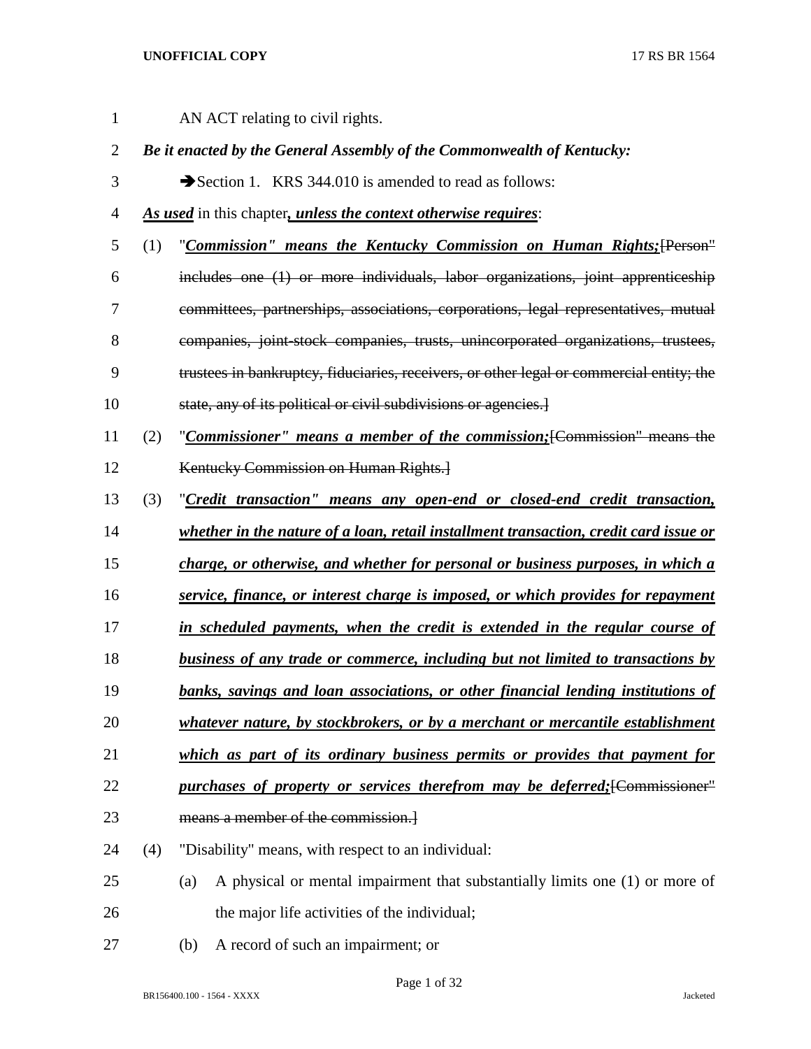AN ACT relating to civil rights.

***Be it enacted by the General Assembly of the Commonwealth of Kentucky:***

➔Section 1. KRS 344.010 is amended to read as follows:

***As used*** in this chapter***, unless the context otherwise requires***:

(1) "***Commission" means the Kentucky Commission on Human Rights;***~~[Person" includes one (1) or more individuals, labor organizations, joint apprenticeship committees, partnerships, associations, corporations, legal representatives, mutual companies, joint-stock companies, trusts, unincorporated organizations, trustees, trustees in bankruptcy, fiduciaries, receivers, or other legal or commercial entity; the state, any of its political or civil subdivisions or agencies.]~~

(2) "***Commissioner" means a member of the commission;***~~[Commission" means the Kentucky Commission on Human Rights.]~~

(3) "***Credit transaction" means any open-end or closed-end credit transaction, whether in the nature of a loan, retail installment transaction, credit card issue or charge, or otherwise, and whether for personal or business purposes, in which a service, finance, or interest charge is imposed, or which provides for repayment in scheduled payments, when the credit is extended in the regular course of business of any trade or commerce, including but not limited to transactions by banks, savings and loan associations, or other financial lending institutions of whatever nature, by stockbrokers, or by a merchant or mercantile establishment which as part of its ordinary business permits or provides that payment for purchases of property or services therefrom may be deferred;***~~[Commissioner" means a member of the commission.]~~

(4) "Disability" means, with respect to an individual:

(a) A physical or mental impairment that substantially limits one (1) or more of the major life activities of the individual;

(b) A record of such an impairment; or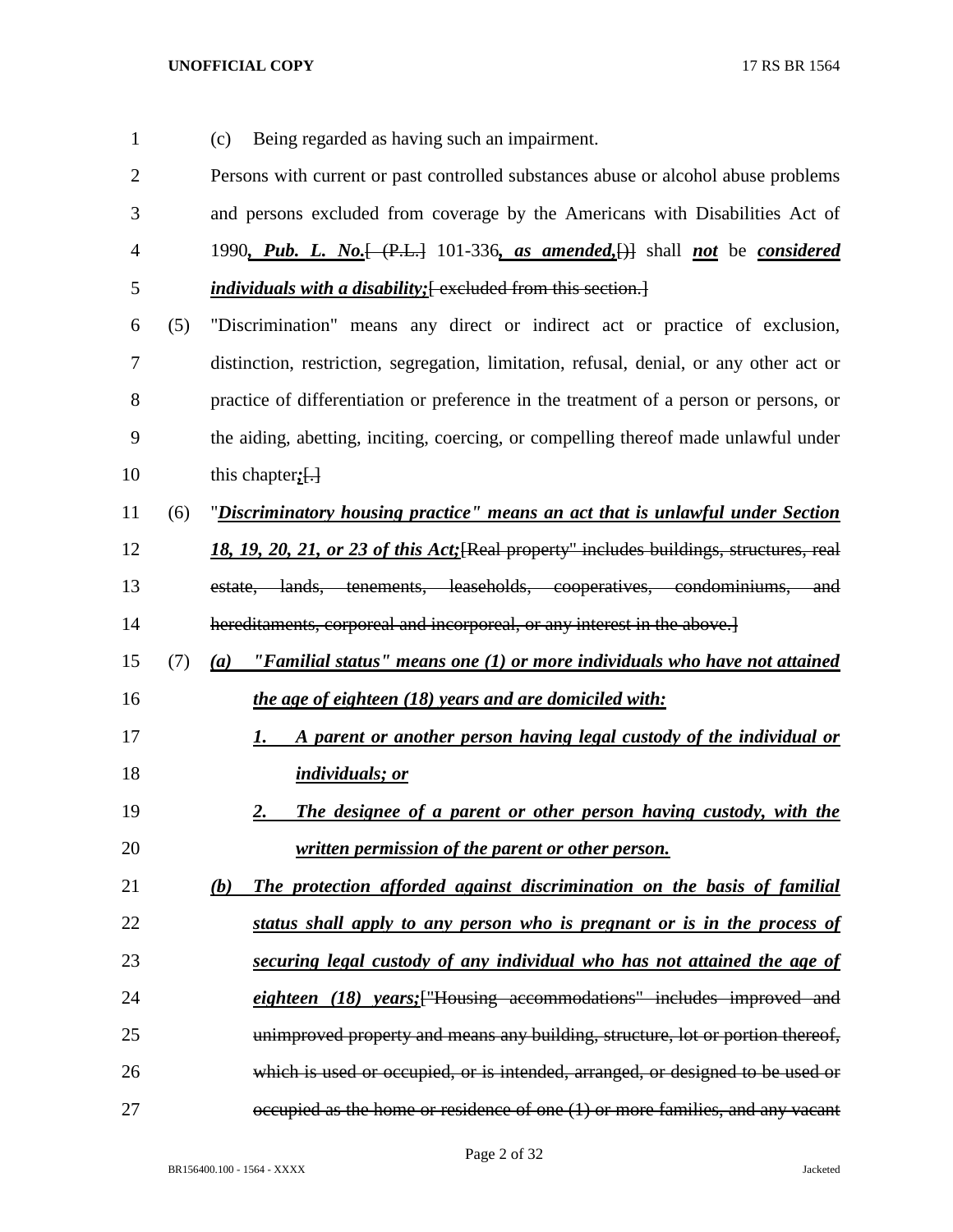(c) Being regarded as having such an impairment.

Persons with current or past controlled substances abuse or alcohol abuse problems and persons excluded from coverage by the Americans with Disabilities Act of 1990***, Pub. L. No.***~~[ (P.L.]~~ 101-336***, as amended,***~~[)]~~ shall ***not*** be ***considered individuals with a disability;***~~[ excluded from this section.]~~

(5) "Discrimination" means any direct or indirect act or practice of exclusion, distinction, restriction, segregation, limitation, refusal, denial, or any other act or practice of differentiation or preference in the treatment of a person or persons, or the aiding, abetting, inciting, coercing, or compelling thereof made unlawful under this chapter***;***~~[.]~~

(6) "***Discriminatory housing practice" means an act that is unlawful under Section 18, 19, 20, 21, or 23 of this Act;***~~[Real property" includes buildings, structures, real estate, lands, tenements, leaseholds, cooperatives, condominiums, and hereditaments, corporeal and incorporeal, or any interest in the above.]~~

(7) ***(a) "Familial status" means one (1) or more individuals who have not attained the age of eighteen (18) years and are domiciled with:***

***1. A parent or another person having legal custody of the individual or individuals; or***

***2. The designee of a parent or other person having custody, with the written permission of the parent or other person.***

***(b) The protection afforded against discrimination on the basis of familial status shall apply to any person who is pregnant or is in the process of securing legal custody of any individual who has not attained the age of eighteen (18) years;***~~["Housing accommodations" includes improved and unimproved property and means any building, structure, lot or portion thereof, which is used or occupied, or is intended, arranged, or designed to be used or occupied as the home or residence of one (1) or more families, and any vacant~~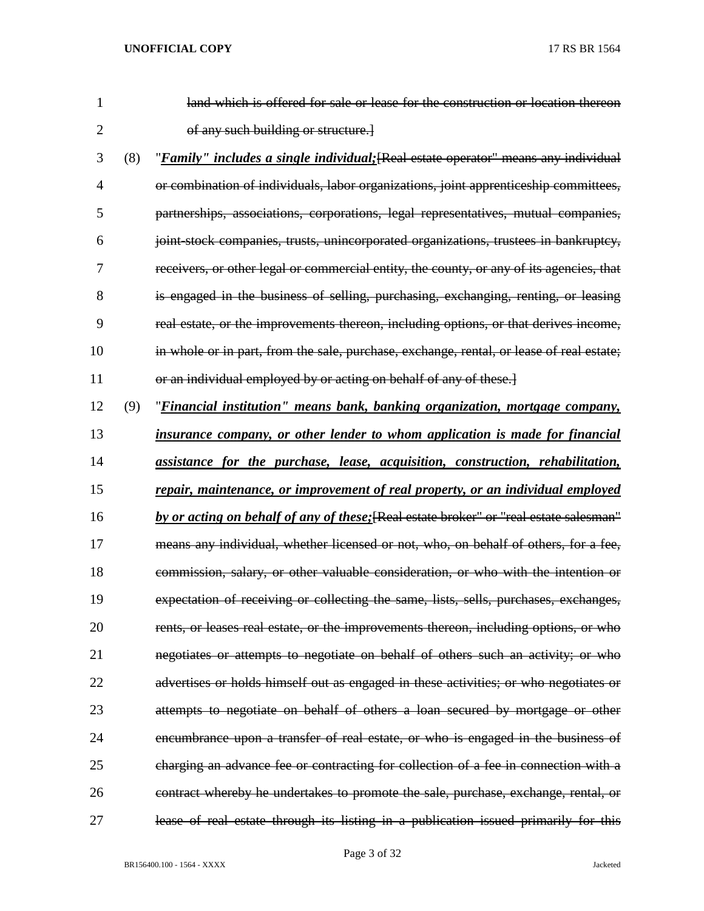~~land which is offered for sale or lease for the construction or location thereon of any such building or structure.]~~

(8) "***Family" includes a single individual;***~~[Real estate operator" means any individual or combination of individuals, labor organizations, joint apprenticeship committees, partnerships, associations, corporations, legal representatives, mutual companies, joint-stock companies, trusts, unincorporated organizations, trustees in bankruptcy, receivers, or other legal or commercial entity, the county, or any of its agencies, that is engaged in the business of selling, purchasing, exchanging, renting, or leasing real estate, or the improvements thereon, including options, or that derives income, in whole or in part, from the sale, purchase, exchange, rental, or lease of real estate; or an individual employed by or acting on behalf of any of these.]~~

(9) "***Financial institution" means bank, banking organization, mortgage company, insurance company, or other lender to whom application is made for financial assistance for the purchase, lease, acquisition, construction, rehabilitation, repair, maintenance, or improvement of real property, or an individual employed by or acting on behalf of any of these;***~~[Real estate broker" or "real estate salesman" means any individual, whether licensed or not, who, on behalf of others, for a fee, commission, salary, or other valuable consideration, or who with the intention or expectation of receiving or collecting the same, lists, sells, purchases, exchanges, rents, or leases real estate, or the improvements thereon, including options, or who negotiates or attempts to negotiate on behalf of others such an activity; or who advertises or holds himself out as engaged in these activities; or who negotiates or attempts to negotiate on behalf of others a loan secured by mortgage or other encumbrance upon a transfer of real estate, or who is engaged in the business of charging an advance fee or contracting for collection of a fee in connection with a contract whereby he undertakes to promote the sale, purchase, exchange, rental, or lease of real estate through its listing in a publication issued primarily for this~~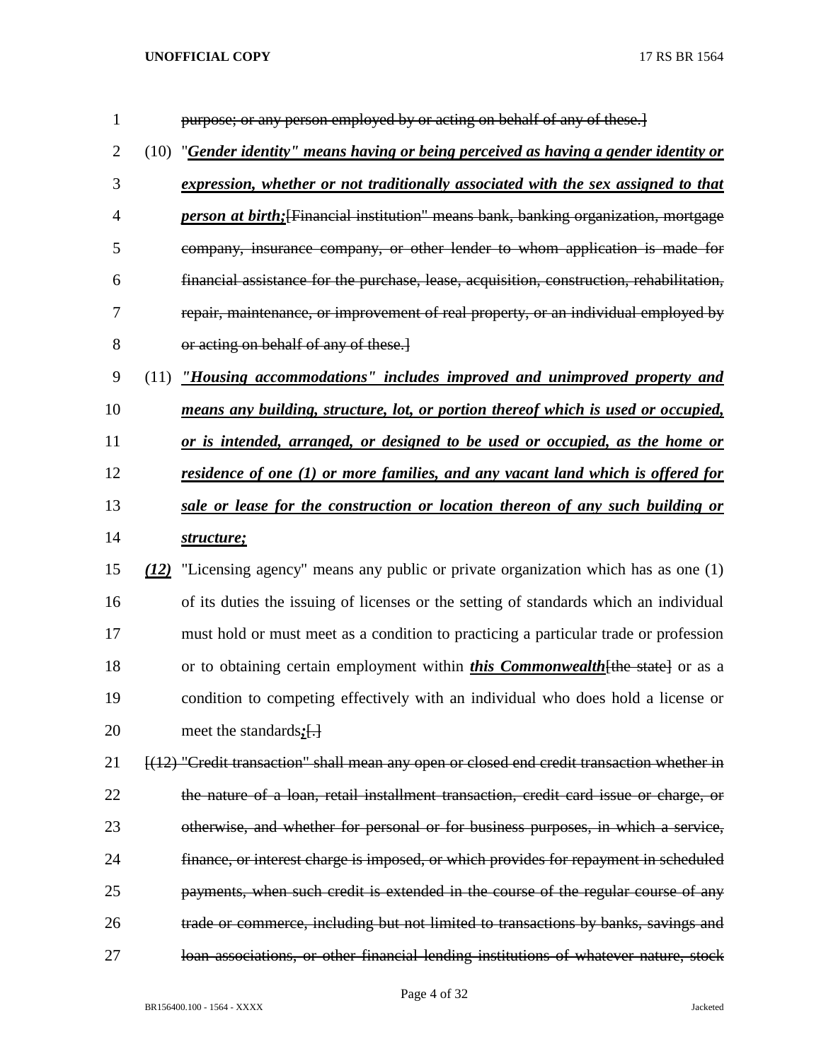purpose; or any person employed by or acting on behalf of any of these.]

(10) "***Gender identity" means having or being perceived as having a gender identity or expression, whether or not traditionally associated with the sex assigned to that person at birth;***[Financial institution" means bank, banking organization, mortgage company, insurance company, or other lender to whom application is made for financial assistance for the purchase, lease, acquisition, construction, rehabilitation, repair, maintenance, or improvement of real property, or an individual employed by or acting on behalf of any of these.]

(11) ***"Housing accommodations" includes improved and unimproved property and means any building, structure, lot, or portion thereof which is used or occupied, or is intended, arranged, or designed to be used or occupied, as the home or residence of one (1) or more families, and any vacant land which is offered for sale or lease for the construction or location thereon of any such building or structure;***

***(12)*** "Licensing agency" means any public or private organization which has as one (1) of its duties the issuing of licenses or the setting of standards which an individual must hold or must meet as a condition to practicing a particular trade or profession or to obtaining certain employment within ***this Commonwealth***[the state] or as a condition to competing effectively with an individual who does hold a license or meet the standards***;***[.]

[(12) "Credit transaction" shall mean any open or closed end credit transaction whether in the nature of a loan, retail installment transaction, credit card issue or charge, or otherwise, and whether for personal or for business purposes, in which a service, finance, or interest charge is imposed, or which provides for repayment in scheduled payments, when such credit is extended in the course of the regular course of any trade or commerce, including but not limited to transactions by banks, savings and loan associations, or other financial lending institutions of whatever nature, stock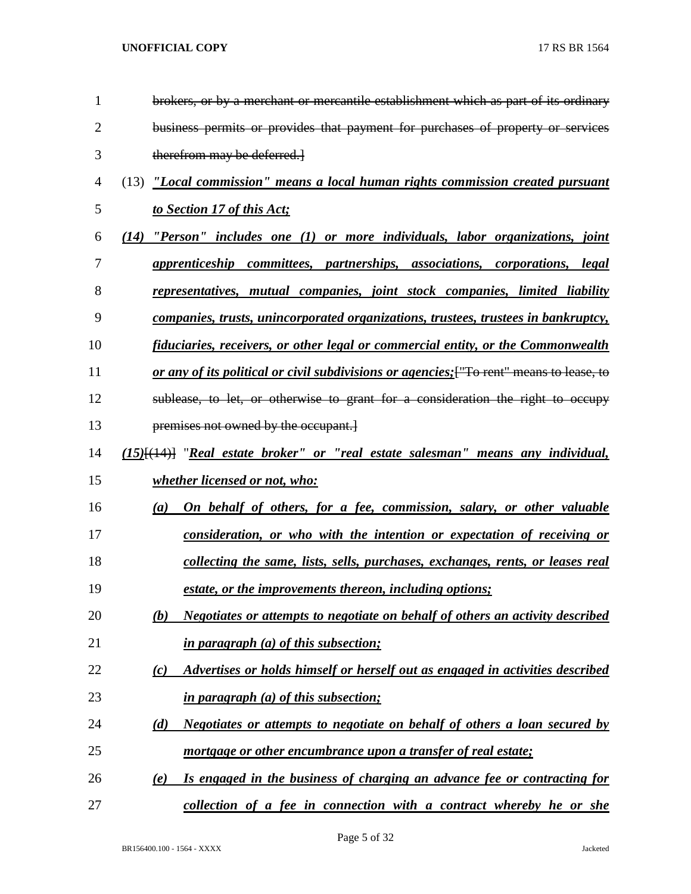~~brokers, or by a merchant or mercantile establishment which as part of its ordinary business permits or provides that payment for purchases of property or services therefrom may be deferred.]~~

(13) ***"Local commission" means a local human rights commission created pursuant to Section 17 of this Act;***

***(14) "Person" includes one (1) or more individuals, labor organizations, joint apprenticeship committees, partnerships, associations, corporations, legal representatives, mutual companies, joint stock companies, limited liability companies, trusts, unincorporated organizations, trustees, trustees in bankruptcy, fiduciaries, receivers, or other legal or commercial entity, or the Commonwealth or any of its political or civil subdivisions or agencies;***~~["To rent" means to lease, to sublease, to let, or otherwise to grant for a consideration the right to occupy premises not owned by the occupant.]~~

***(15)***~~[(14)]~~ "***Real estate broker" or "real estate salesman" means any individual, whether licensed or not, who:***

***(a) On behalf of others, for a fee, commission, salary, or other valuable consideration, or who with the intention or expectation of receiving or collecting the same, lists, sells, purchases, exchanges, rents, or leases real estate, or the improvements thereon, including options;***

***(b) Negotiates or attempts to negotiate on behalf of others an activity described in paragraph (a) of this subsection;***

***(c) Advertises or holds himself or herself out as engaged in activities described in paragraph (a) of this subsection;***

***(d) Negotiates or attempts to negotiate on behalf of others a loan secured by mortgage or other encumbrance upon a transfer of real estate;***

***(e) Is engaged in the business of charging an advance fee or contracting for collection of a fee in connection with a contract whereby he or she***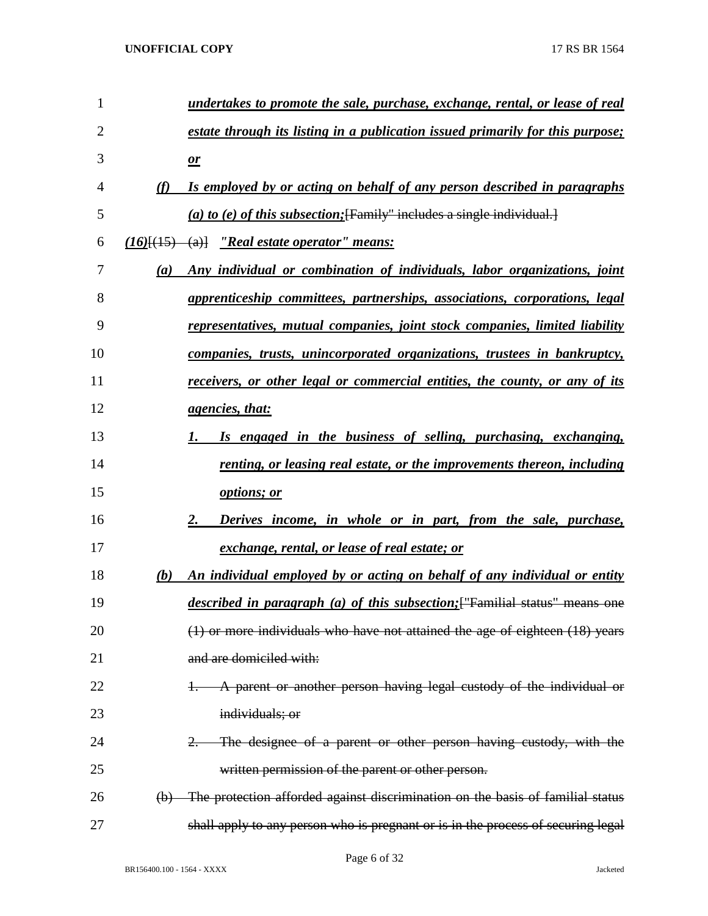***undertakes to promote the sale, purchase, exchange, rental, or lease of real estate through its listing in a publication issued primarily for this purpose; or***

***(f) Is employed by or acting on behalf of any person described in paragraphs (a) to (e) of this subsection;***[Family" includes a single individual.]

***(16)***[(15) (a)] ***"Real estate operator" means:***

***(a) Any individual or combination of individuals, labor organizations, joint apprenticeship committees, partnerships, associations, corporations, legal representatives, mutual companies, joint stock companies, limited liability companies, trusts, unincorporated organizations, trustees in bankruptcy, receivers, or other legal or commercial entities, the county, or any of its agencies, that:***

***1. Is engaged in the business of selling, purchasing, exchanging, renting, or leasing real estate, or the improvements thereon, including options; or***

***2. Derives income, in whole or in part, from the sale, purchase, exchange, rental, or lease of real estate; or***

***(b) An individual employed by or acting on behalf of any individual or entity described in paragraph (a) of this subsection;***["Familial status" means one (1) or more individuals who have not attained the age of eighteen (18) years and are domiciled with:

1. A parent or another person having legal custody of the individual or individuals; or

2. The designee of a parent or other person having custody, with the written permission of the parent or other person.

(b) The protection afforded against discrimination on the basis of familial status shall apply to any person who is pregnant or is in the process of securing legal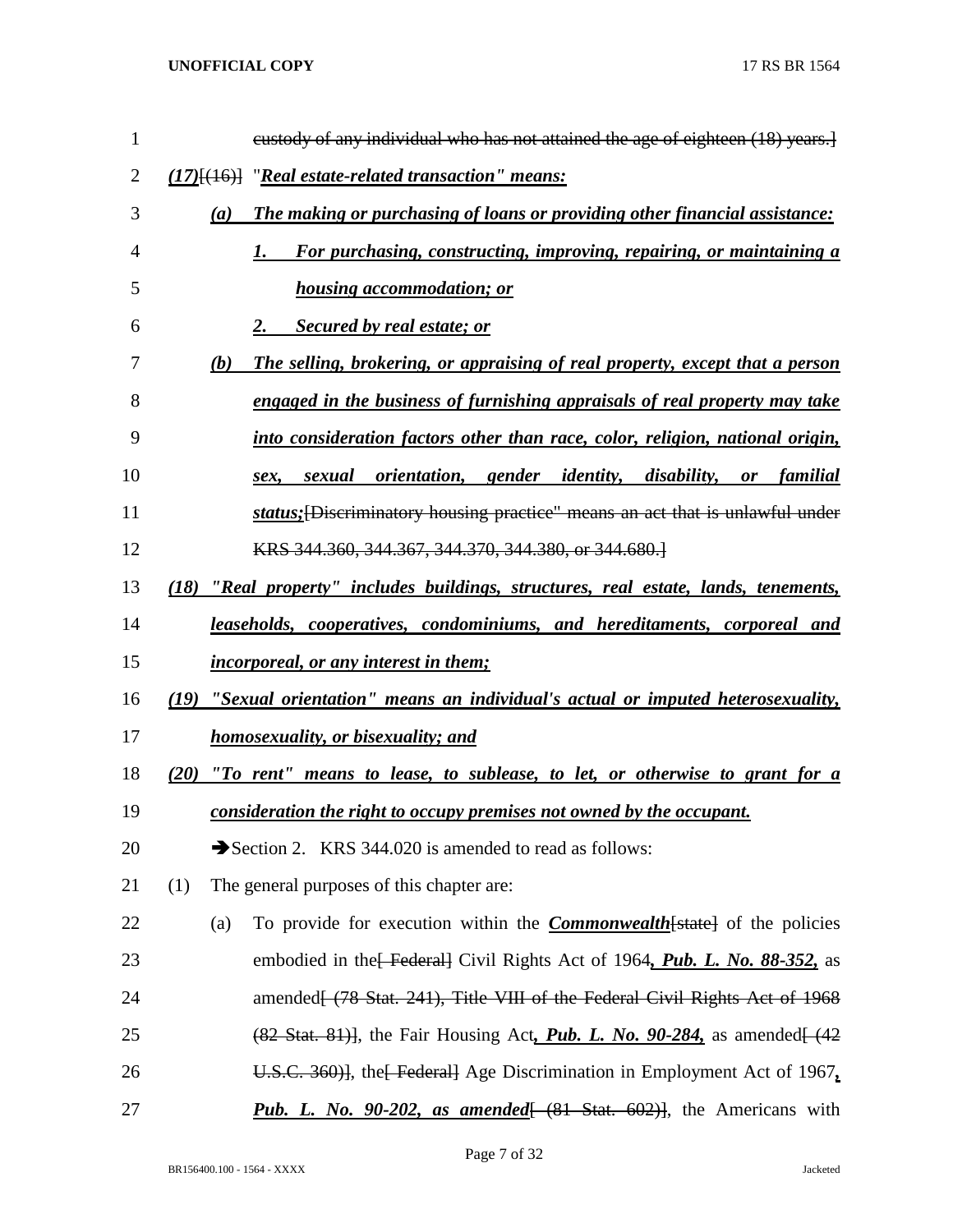custody of any individual who has not attained the age of eighteen (18) years.]

*(17)*[(16)] "*Real estate-related transaction" means:*

*(a) The making or purchasing of loans or providing other financial assistance:*

*1. For purchasing, constructing, improving, repairing, or maintaining a housing accommodation; or*

*2. Secured by real estate; or*

*(b) The selling, brokering, or appraising of real property, except that a person engaged in the business of furnishing appraisals of real property may take into consideration factors other than race, color, religion, national origin, sex, sexual orientation, gender identity, disability, or familial status;*[Discriminatory housing practice" means an act that is unlawful under KRS 344.360, 344.367, 344.370, 344.380, or 344.680.]

*(18) "Real property" includes buildings, structures, real estate, lands, tenements, leaseholds, cooperatives, condominiums, and hereditaments, corporeal and incorporeal, or any interest in them;*

*(19) "Sexual orientation" means an individual's actual or imputed heterosexuality, homosexuality, or bisexuality; and*

*(20) "To rent" means to lease, to sublease, to let, or otherwise to grant for a consideration the right to occupy premises not owned by the occupant.*

➔Section 2. KRS 344.020 is amended to read as follows:

(1) The general purposes of this chapter are:

(a) To provide for execution within the ***Commonwealth***[state] of the policies embodied in the[ Federal] Civil Rights Act of 1964***, Pub. L. No. 88-352,*** as amended[ (78 Stat. 241), Title VIII of the Federal Civil Rights Act of 1968 (82 Stat. 81)], the Fair Housing Act***, Pub. L. No. 90-284,*** as amended[ (42 U.S.C. 360)], the[ Federal] Age Discrimination in Employment Act of 1967***, Pub. L. No. 90-202, as amended***[ (81 Stat. 602)], the Americans with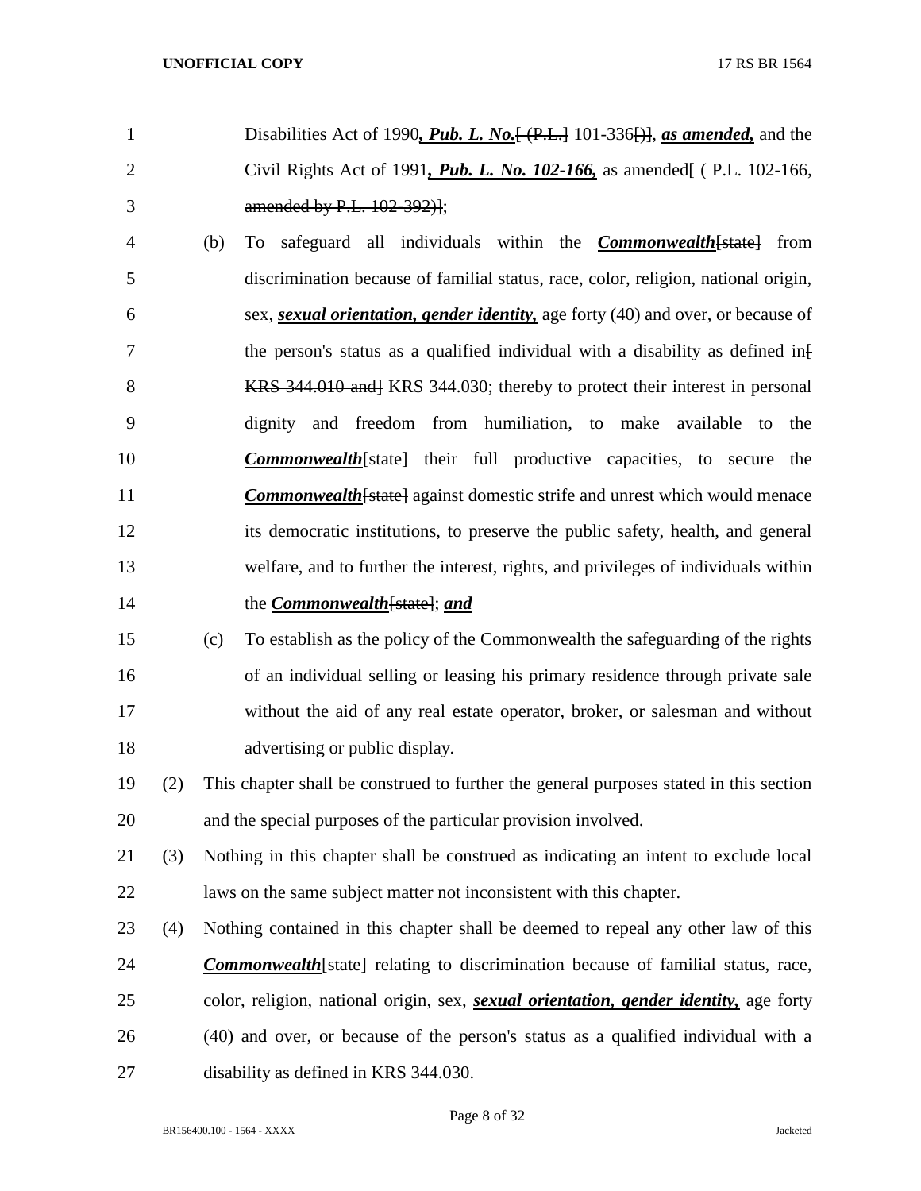Disabilities Act of 1990***, Pub. L. No.***[ (P.L.] 101-336[)], ***as amended,*** and the Civil Rights Act of 1991***, Pub. L. No. 102-166,*** as amended[ ( P.L. 102-166, amended by P.L. 102-392)];

(b) To safeguard all individuals within the ***Commonwealth***[state] from discrimination because of familial status, race, color, religion, national origin, sex, ***sexual orientation, gender identity,*** age forty (40) and over, or because of the person's status as a qualified individual with a disability as defined in[ KRS 344.010 and] KRS 344.030; thereby to protect their interest in personal dignity and freedom from humiliation, to make available to the ***Commonwealth***[state] their full productive capacities, to secure the ***Commonwealth***[state] against domestic strife and unrest which would menace its democratic institutions, to preserve the public safety, health, and general welfare, and to further the interest, rights, and privileges of individuals within the ***Commonwealth***[state]; ***and***

(c) To establish as the policy of the Commonwealth the safeguarding of the rights of an individual selling or leasing his primary residence through private sale without the aid of any real estate operator, broker, or salesman and without advertising or public display.

(2) This chapter shall be construed to further the general purposes stated in this section and the special purposes of the particular provision involved.

(3) Nothing in this chapter shall be construed as indicating an intent to exclude local laws on the same subject matter not inconsistent with this chapter.

(4) Nothing contained in this chapter shall be deemed to repeal any other law of this ***Commonwealth***[state] relating to discrimination because of familial status, race, color, religion, national origin, sex, ***sexual orientation, gender identity,*** age forty (40) and over, or because of the person's status as a qualified individual with a disability as defined in KRS 344.030.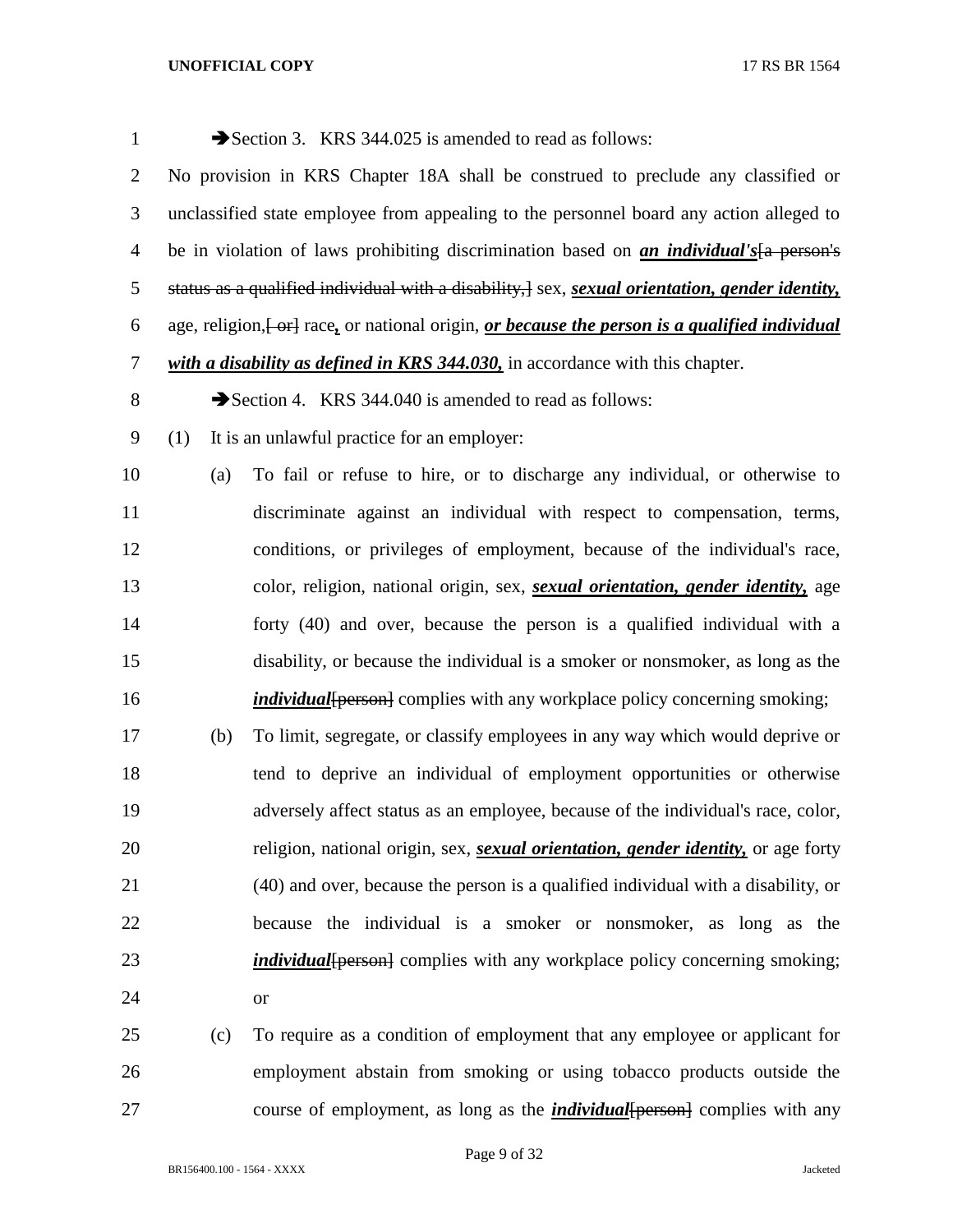➔Section 3. KRS 344.025 is amended to read as follows:

No provision in KRS Chapter 18A shall be construed to preclude any classified or unclassified state employee from appealing to the personnel board any action alleged to be in violation of laws prohibiting discrimination based on ***an individual's***~~[a person's status as a qualified individual with a disability,]~~ sex, ***sexual orientation, gender identity,*** age, religion,~~[ or]~~ race***,*** or national origin, ***or because the person is a qualified individual with a disability as defined in KRS 344.030,*** in accordance with this chapter.

➔Section 4. KRS 344.040 is amended to read as follows:

(1) It is an unlawful practice for an employer:

(a) To fail or refuse to hire, or to discharge any individual, or otherwise to discriminate against an individual with respect to compensation, terms, conditions, or privileges of employment, because of the individual's race, color, religion, national origin, sex, ***sexual orientation, gender identity,*** age forty (40) and over, because the person is a qualified individual with a disability, or because the individual is a smoker or nonsmoker, as long as the ***individual***~~[person]~~ complies with any workplace policy concerning smoking;

(b) To limit, segregate, or classify employees in any way which would deprive or tend to deprive an individual of employment opportunities or otherwise adversely affect status as an employee, because of the individual's race, color, religion, national origin, sex, ***sexual orientation, gender identity,*** or age forty (40) and over, because the person is a qualified individual with a disability, or because the individual is a smoker or nonsmoker, as long as the ***individual***~~[person]~~ complies with any workplace policy concerning smoking; or

(c) To require as a condition of employment that any employee or applicant for employment abstain from smoking or using tobacco products outside the course of employment, as long as the ***individual***~~[person]~~ complies with any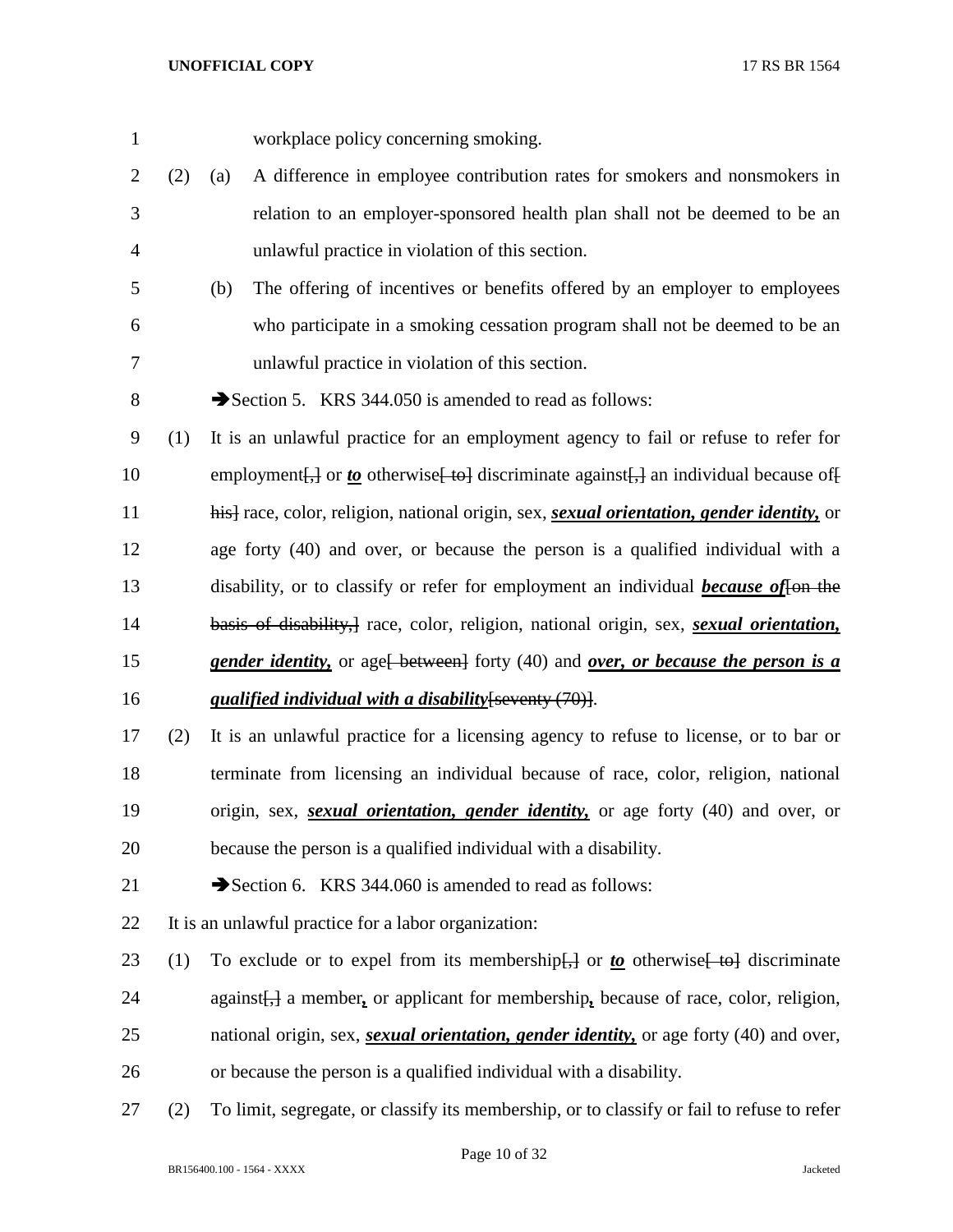workplace policy concerning smoking.

(2) (a) A difference in employee contribution rates for smokers and nonsmokers in relation to an employer-sponsored health plan shall not be deemed to be an unlawful practice in violation of this section.

(b) The offering of incentives or benefits offered by an employer to employees who participate in a smoking cessation program shall not be deemed to be an unlawful practice in violation of this section.

➔Section 5. KRS 344.050 is amended to read as follows:

(1) It is an unlawful practice for an employment agency to fail or refuse to refer for employment~~[,]~~ or ***to*** otherwise~~[ to]~~ discriminate against~~[,]~~ an individual because of~~[ his]~~ race, color, religion, national origin, sex, ***sexual orientation, gender identity,*** or age forty (40) and over, or because the person is a qualified individual with a disability, or to classify or refer for employment an individual ***because of***~~[on the basis of disability,]~~ race, color, religion, national origin, sex, ***sexual orientation, gender identity,*** or age~~[ between]~~ forty (40) and ***over, or because the person is a qualified individual with a disability***~~[seventy (70)]~~.

(2) It is an unlawful practice for a licensing agency to refuse to license, or to bar or terminate from licensing an individual because of race, color, religion, national origin, sex, ***sexual orientation, gender identity,*** or age forty (40) and over, or because the person is a qualified individual with a disability.

➔Section 6. KRS 344.060 is amended to read as follows:

It is an unlawful practice for a labor organization:

(1) To exclude or to expel from its membership~~[,]~~ or ***to*** otherwise~~[ to]~~ discriminate against~~[,]~~ a member***,*** or applicant for membership***,*** because of race, color, religion, national origin, sex, ***sexual orientation, gender identity,*** or age forty (40) and over, or because the person is a qualified individual with a disability.

(2) To limit, segregate, or classify its membership, or to classify or fail to refuse to refer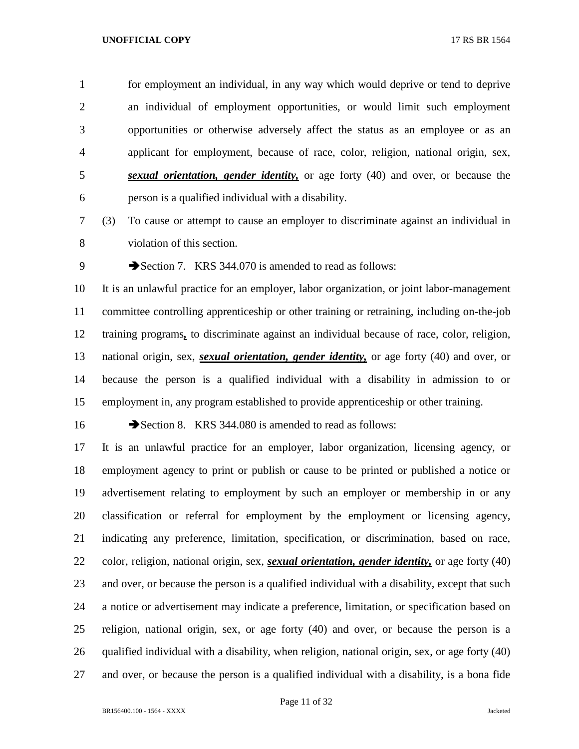for employment an individual, in any way which would deprive or tend to deprive an individual of employment opportunities, or would limit such employment opportunities or otherwise adversely affect the status as an employee or as an applicant for employment, because of race, color, religion, national origin, sex, ***sexual orientation, gender identity,*** or age forty (40) and over, or because the person is a qualified individual with a disability.

(3) To cause or attempt to cause an employer to discriminate against an individual in violation of this section.

➔Section 7. KRS 344.070 is amended to read as follows:

It is an unlawful practice for an employer, labor organization, or joint labor-management committee controlling apprenticeship or other training or retraining, including on-the-job training programs**,** to discriminate against an individual because of race, color, religion, national origin, sex, ***sexual orientation, gender identity,*** or age forty (40) and over, or because the person is a qualified individual with a disability in admission to or employment in, any program established to provide apprenticeship or other training.

➔Section 8. KRS 344.080 is amended to read as follows:

It is an unlawful practice for an employer, labor organization, licensing agency, or employment agency to print or publish or cause to be printed or published a notice or advertisement relating to employment by such an employer or membership in or any classification or referral for employment by the employment or licensing agency, indicating any preference, limitation, specification, or discrimination, based on race, color, religion, national origin, sex, ***sexual orientation, gender identity,*** or age forty (40) and over, or because the person is a qualified individual with a disability, except that such a notice or advertisement may indicate a preference, limitation, or specification based on religion, national origin, sex, or age forty (40) and over, or because the person is a qualified individual with a disability, when religion, national origin, sex, or age forty (40) and over, or because the person is a qualified individual with a disability, is a bona fide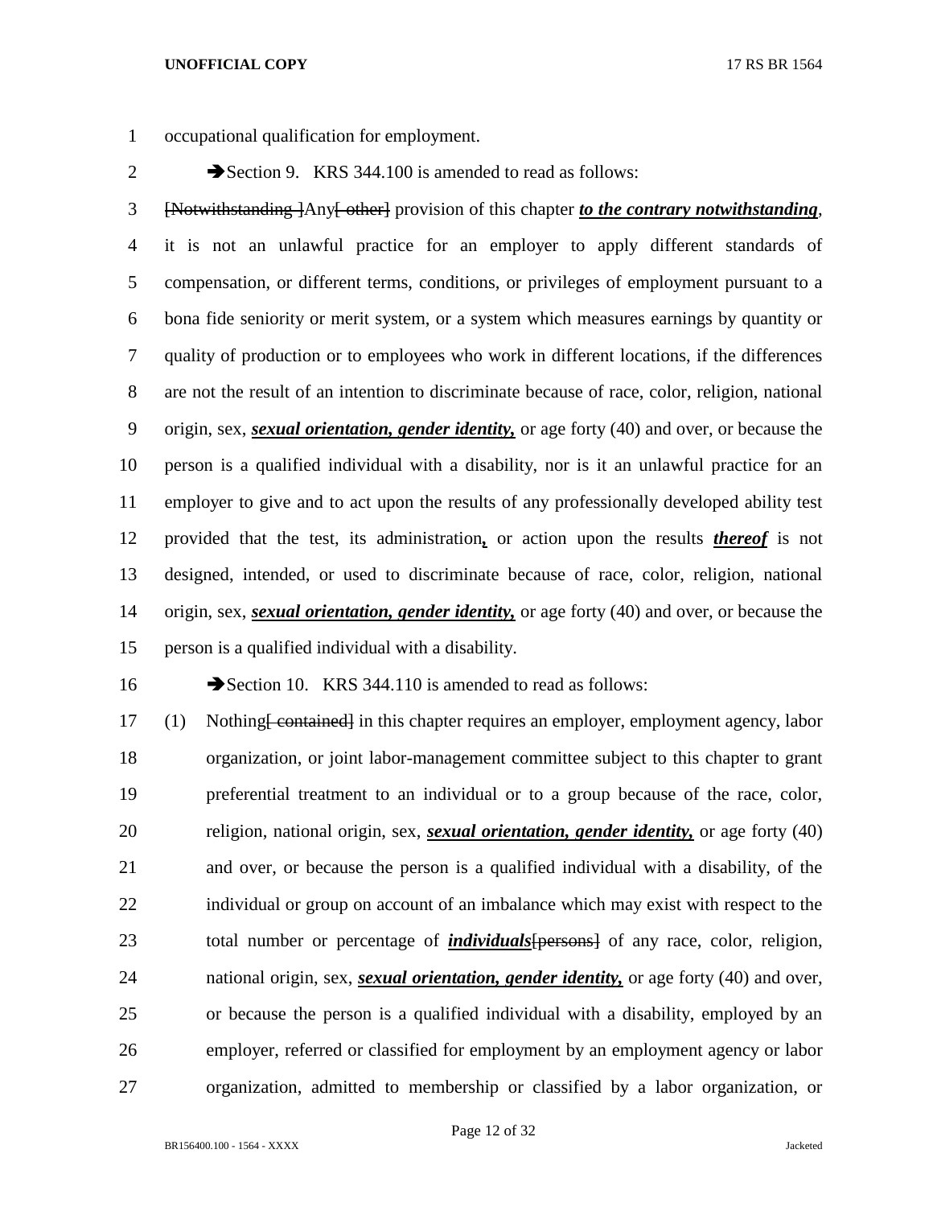occupational qualification for employment.

➔Section 9. KRS 344.100 is amended to read as follows:

~~[Notwithstanding ]~~Any~~[ other]~~ provision of this chapter ***to the contrary notwithstanding***, it is not an unlawful practice for an employer to apply different standards of compensation, or different terms, conditions, or privileges of employment pursuant to a bona fide seniority or merit system, or a system which measures earnings by quantity or quality of production or to employees who work in different locations, if the differences are not the result of an intention to discriminate because of race, color, religion, national origin, sex, ***sexual orientation, gender identity,*** or age forty (40) and over, or because the person is a qualified individual with a disability, nor is it an unlawful practice for an employer to give and to act upon the results of any professionally developed ability test provided that the test, its administration***,*** or action upon the results ***thereof*** is not designed, intended, or used to discriminate because of race, color, religion, national origin, sex, ***sexual orientation, gender identity,*** or age forty (40) and over, or because the person is a qualified individual with a disability.

➔Section 10. KRS 344.110 is amended to read as follows:

(1) Nothing~~[ contained]~~ in this chapter requires an employer, employment agency, labor organization, or joint labor-management committee subject to this chapter to grant preferential treatment to an individual or to a group because of the race, color, religion, national origin, sex, ***sexual orientation, gender identity,*** or age forty (40) and over, or because the person is a qualified individual with a disability, of the individual or group on account of an imbalance which may exist with respect to the total number or percentage of ***individuals***~~[persons]~~ of any race, color, religion, national origin, sex, ***sexual orientation, gender identity,*** or age forty (40) and over, or because the person is a qualified individual with a disability, employed by an employer, referred or classified for employment by an employment agency or labor organization, admitted to membership or classified by a labor organization, or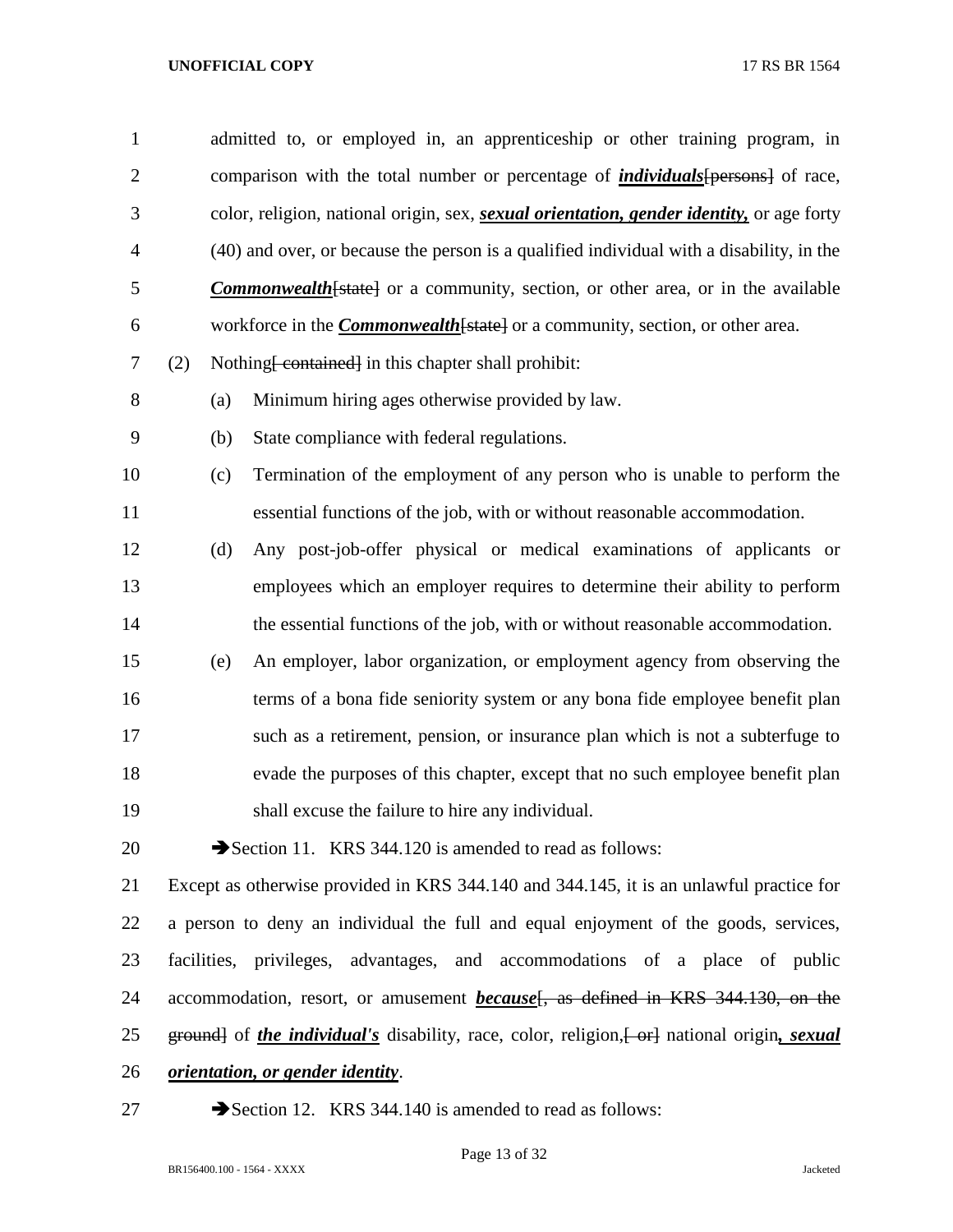admitted to, or employed in, an apprenticeship or other training program, in comparison with the total number or percentage of ***individuals***~~[persons]~~ of race, color, religion, national origin, sex, ***sexual orientation, gender identity,*** or age forty (40) and over, or because the person is a qualified individual with a disability, in the ***Commonwealth***~~[state]~~ or a community, section, or other area, or in the available workforce in the ***Commonwealth***~~[state]~~ or a community, section, or other area.

(2) Nothing~~[ contained]~~ in this chapter shall prohibit:

(a) Minimum hiring ages otherwise provided by law.

(b) State compliance with federal regulations.

(c) Termination of the employment of any person who is unable to perform the essential functions of the job, with or without reasonable accommodation.

(d) Any post-job-offer physical or medical examinations of applicants or employees which an employer requires to determine their ability to perform the essential functions of the job, with or without reasonable accommodation.

(e) An employer, labor organization, or employment agency from observing the terms of a bona fide seniority system or any bona fide employee benefit plan such as a retirement, pension, or insurance plan which is not a subterfuge to evade the purposes of this chapter, except that no such employee benefit plan shall excuse the failure to hire any individual.

➔Section 11. KRS 344.120 is amended to read as follows:

Except as otherwise provided in KRS 344.140 and 344.145, it is an unlawful practice for a person to deny an individual the full and equal enjoyment of the goods, services, facilities, privileges, advantages, and accommodations of a place of public accommodation, resort, or amusement ***because***~~[, as defined in KRS 344.130, on the ground]~~ of ***the individual's*** disability, race, color, religion,~~[ or]~~ national origin***, sexual orientation, or gender identity***.

➔Section 12. KRS 344.140 is amended to read as follows: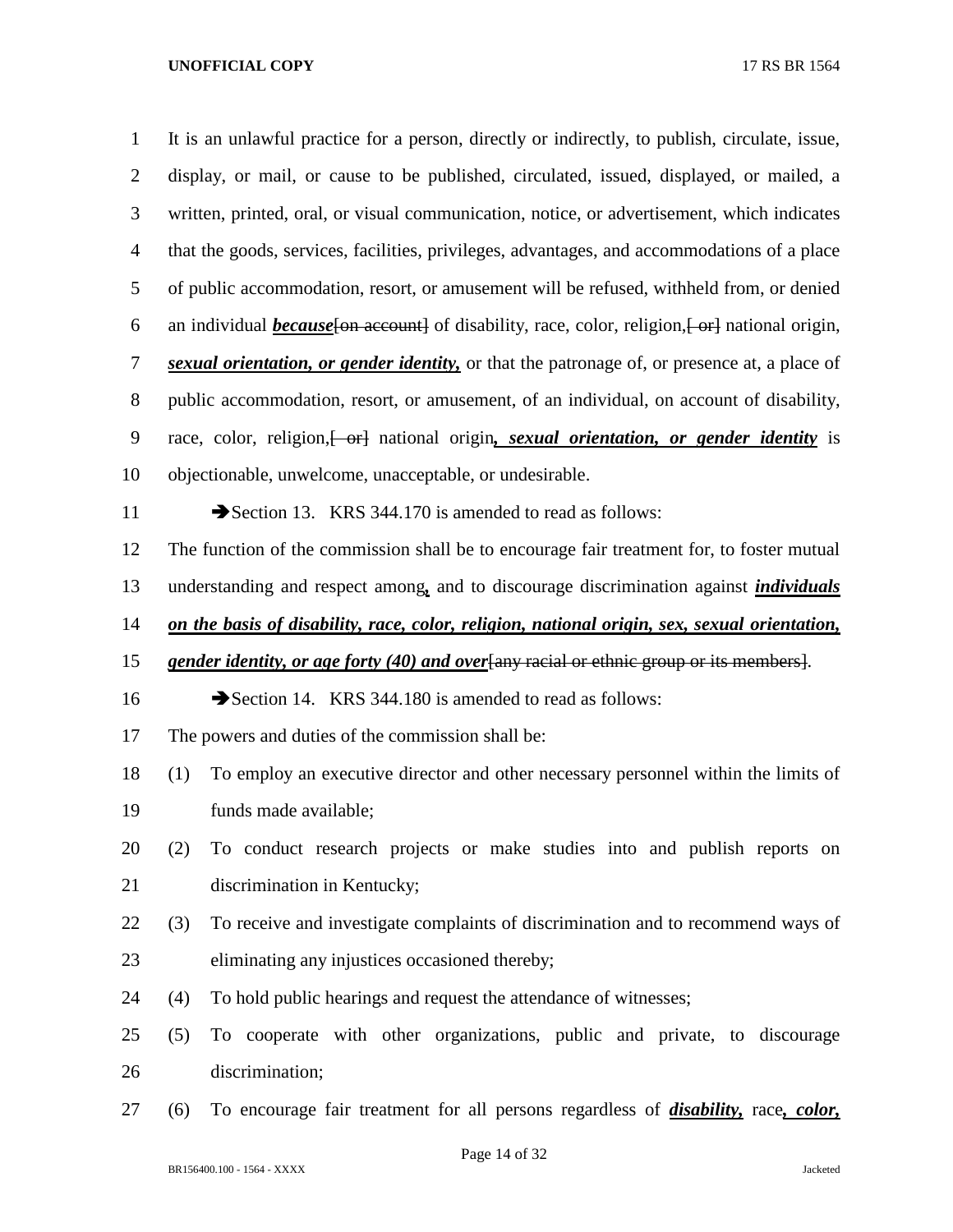It is an unlawful practice for a person, directly or indirectly, to publish, circulate, issue, display, or mail, or cause to be published, circulated, issued, displayed, or mailed, a written, printed, oral, or visual communication, notice, or advertisement, which indicates that the goods, services, facilities, privileges, advantages, and accommodations of a place of public accommodation, resort, or amusement will be refused, withheld from, or denied an individual ***because***[~~on account~~] of disability, race, color, religion,[~~ or~~] national origin, ***sexual orientation, or gender identity,*** or that the patronage of, or presence at, a place of public accommodation, resort, or amusement, of an individual, on account of disability, race, color, religion,[~~ or~~] national origin***, sexual orientation, or gender identity*** is objectionable, unwelcome, unacceptable, or undesirable.

➔Section 13. KRS 344.170 is amended to read as follows:

The function of the commission shall be to encourage fair treatment for, to foster mutual understanding and respect among***,*** and to discourage discrimination against ***individuals on the basis of disability, race, color, religion, national origin, sex, sexual orientation, gender identity, or age forty (40) and over***[~~any racial or ethnic group or its members~~].

➔Section 14. KRS 344.180 is amended to read as follows:

The powers and duties of the commission shall be:

(1) To employ an executive director and other necessary personnel within the limits of funds made available;

(2) To conduct research projects or make studies into and publish reports on discrimination in Kentucky;

(3) To receive and investigate complaints of discrimination and to recommend ways of eliminating any injustices occasioned thereby;

(4) To hold public hearings and request the attendance of witnesses;

(5) To cooperate with other organizations, public and private, to discourage discrimination;

(6) To encourage fair treatment for all persons regardless of ***disability,*** race***, color,***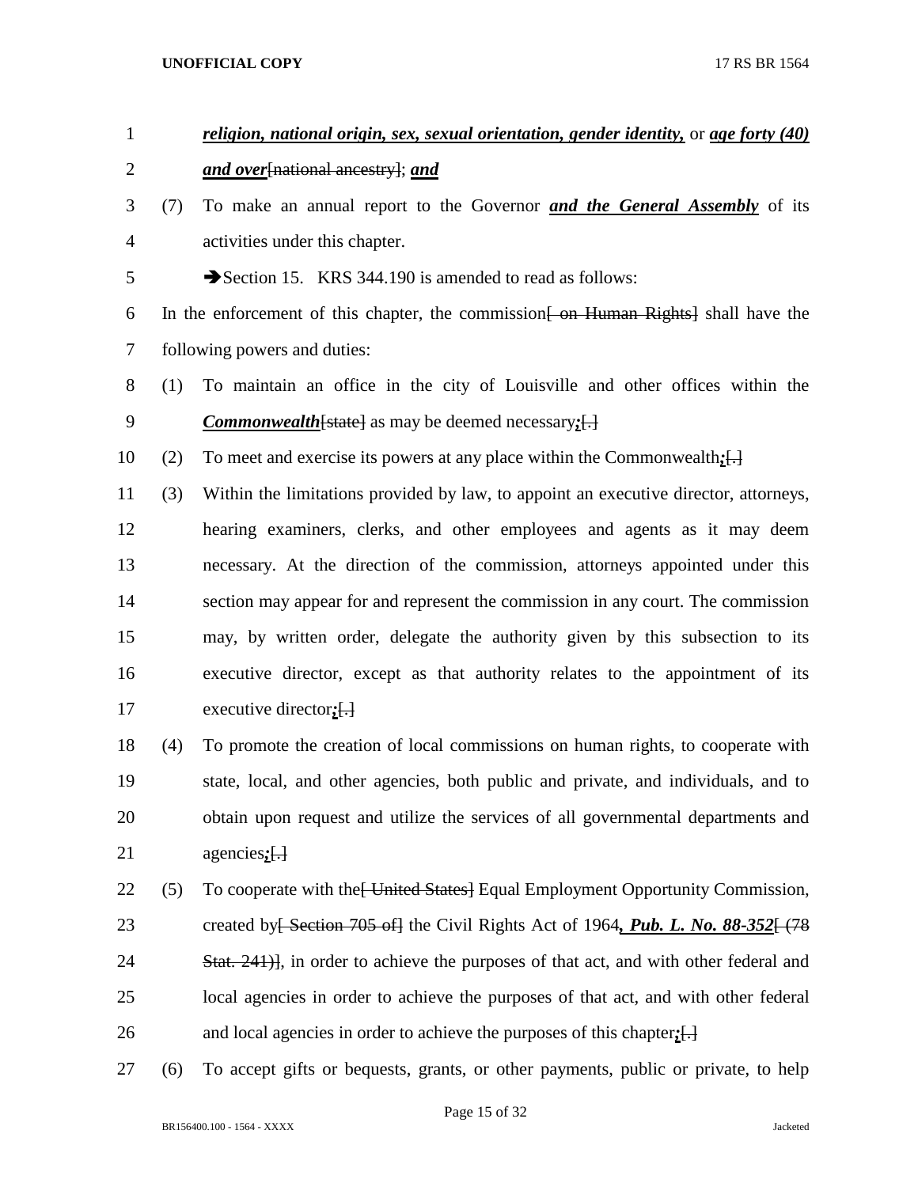***religion, national origin, sex, sexual orientation, gender identity,*** or ***age forty (40) and over***[national ancestry]; ***and***

(7) To make an annual report to the Governor ***and the General Assembly*** of its activities under this chapter.

➔Section 15. KRS 344.190 is amended to read as follows:

In the enforcement of this chapter, the commission[ on Human Rights] shall have the following powers and duties:

(1) To maintain an office in the city of Louisville and other offices within the ***Commonwealth***[state] as may be deemed necessary***;***[.]

(2) To meet and exercise its powers at any place within the Commonwealth***;***[.]

(3) Within the limitations provided by law, to appoint an executive director, attorneys, hearing examiners, clerks, and other employees and agents as it may deem necessary. At the direction of the commission, attorneys appointed under this section may appear for and represent the commission in any court. The commission may, by written order, delegate the authority given by this subsection to its executive director, except as that authority relates to the appointment of its executive director***;***[.]

(4) To promote the creation of local commissions on human rights, to cooperate with state, local, and other agencies, both public and private, and individuals, and to obtain upon request and utilize the services of all governmental departments and agencies***;***[.]

(5) To cooperate with the[ United States] Equal Employment Opportunity Commission, created by[ Section 705 of] the Civil Rights Act of 1964***, Pub. L. No. 88-352***[ (78 Stat. 241)], in order to achieve the purposes of that act, and with other federal and local agencies in order to achieve the purposes of that act, and with other federal and local agencies in order to achieve the purposes of this chapter***;***[.]

(6) To accept gifts or bequests, grants, or other payments, public or private, to help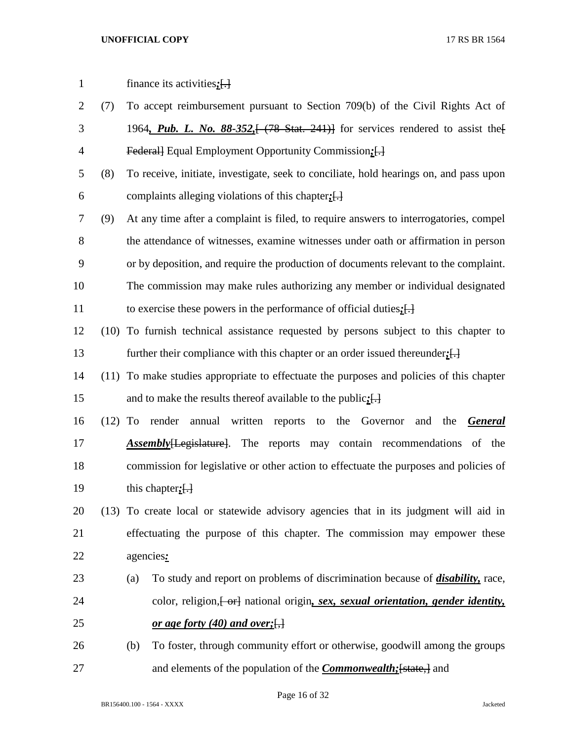finance its activities***;***~~[.]~~

(7) To accept reimbursement pursuant to Section 709(b) of the Civil Rights Act of 1964***, Pub. L. No. 88-352,***~~[ (78 Stat. 241)]~~ for services rendered to assist the~~[ Federal]~~ Equal Employment Opportunity Commission***;***~~[.]~~

(8) To receive, initiate, investigate, seek to conciliate, hold hearings on, and pass upon complaints alleging violations of this chapter***;***~~[.]~~

(9) At any time after a complaint is filed, to require answers to interrogatories, compel the attendance of witnesses, examine witnesses under oath or affirmation in person or by deposition, and require the production of documents relevant to the complaint. The commission may make rules authorizing any member or individual designated to exercise these powers in the performance of official duties***;***~~[.]~~

(10) To furnish technical assistance requested by persons subject to this chapter to further their compliance with this chapter or an order issued thereunder***;***~~[.]~~

(11) To make studies appropriate to effectuate the purposes and policies of this chapter and to make the results thereof available to the public***;***~~[.]~~

(12) To render annual written reports to the Governor and the ***General Assembly***~~[Legislature]~~. The reports may contain recommendations of the commission for legislative or other action to effectuate the purposes and policies of this chapter***;***~~[.]~~

(13) To create local or statewide advisory agencies that in its judgment will aid in effectuating the purpose of this chapter. The commission may empower these agencies***:***

(a) To study and report on problems of discrimination because of ***disability,*** race, color, religion,~~[ or]~~ national origin***, sex, sexual orientation, gender identity, or age forty (40) and over;***~~[,]~~

(b) To foster, through community effort or otherwise, goodwill among the groups and elements of the population of the ***Commonwealth;***~~[state,]~~ and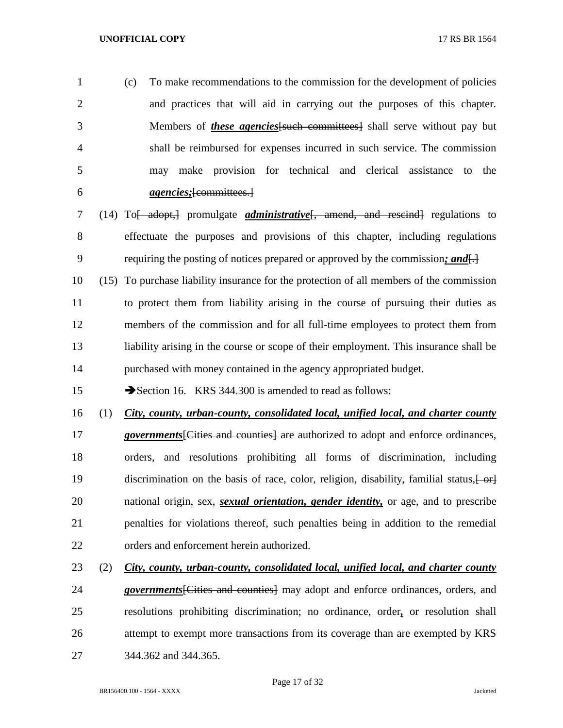(c) To make recommendations to the commission for the development of policies and practices that will aid in carrying out the purposes of this chapter. Members of ***these agencies***[such committees] shall serve without pay but shall be reimbursed for expenses incurred in such service. The commission may make provision for technical and clerical assistance to the ***agencies;***[committees.]

(14) To[ adopt,] promulgate ***administrative***[, amend, and rescind] regulations to effectuate the purposes and provisions of this chapter, including regulations requiring the posting of notices prepared or approved by the commission***; and***[.]

(15) To purchase liability insurance for the protection of all members of the commission to protect them from liability arising in the course of pursuing their duties as members of the commission and for all full-time employees to protect them from liability arising in the course or scope of their employment. This insurance shall be purchased with money contained in the agency appropriated budget.

➔Section 16. KRS 344.300 is amended to read as follows:

(1) ***City, county, urban-county, consolidated local, unified local, and charter county governments***[Cities and counties] are authorized to adopt and enforce ordinances, orders, and resolutions prohibiting all forms of discrimination, including discrimination on the basis of race, color, religion, disability, familial status,[ or] national origin, sex, ***sexual orientation, gender identity,*** or age, and to prescribe penalties for violations thereof, such penalties being in addition to the remedial orders and enforcement herein authorized.

(2) ***City, county, urban-county, consolidated local, unified local, and charter county governments***[Cities and counties] may adopt and enforce ordinances, orders, and resolutions prohibiting discrimination; no ordinance, order***,*** or resolution shall attempt to exempt more transactions from its coverage than are exempted by KRS 344.362 and 344.365.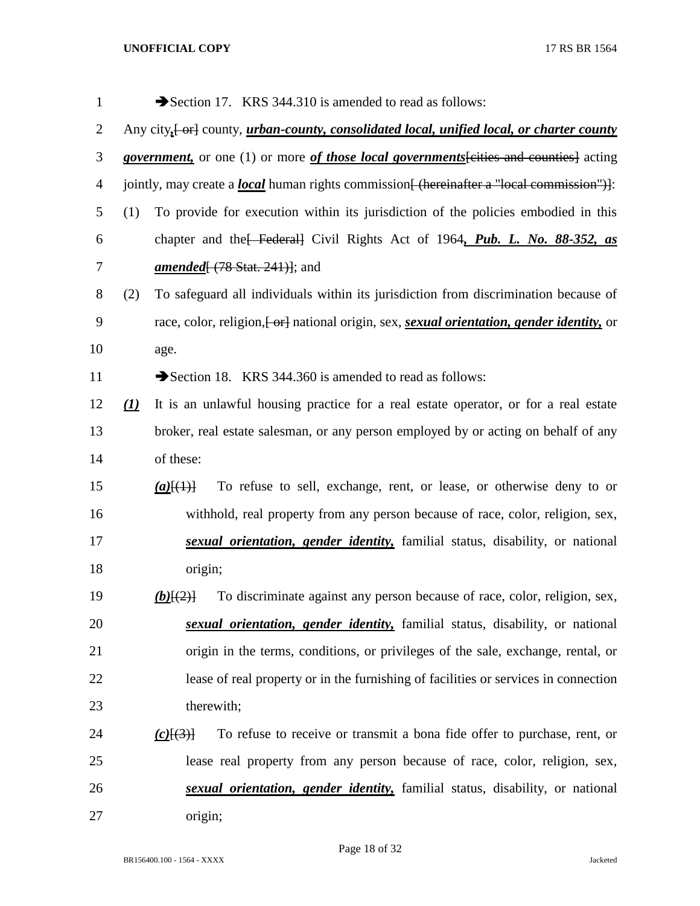➔Section 17. KRS 344.310 is amended to read as follows:

Any city*__,__*[ or] county, *__urban-county, consolidated local, unified local, or charter county government,__* or one (1) or more *__of those local governments__*[cities and counties] acting jointly, may create a *__local__* human rights commission[ (hereinafter a "local commission")]:

(1) To provide for execution within its jurisdiction of the policies embodied in this chapter and the[ Federal] Civil Rights Act of 1964*__, Pub. L. No. 88-352, as amended__*[ (78 Stat. 241)]; and

(2) To safeguard all individuals within its jurisdiction from discrimination because of race, color, religion,[ or] national origin, sex, *__sexual orientation, gender identity,__* or age.

➔Section 18. KRS 344.360 is amended to read as follows:

*__(1)__* It is an unlawful housing practice for a real estate operator, or for a real estate broker, real estate salesman, or any person employed by or acting on behalf of any of these:

*__(a)__*[(1)] To refuse to sell, exchange, rent, or lease, or otherwise deny to or withhold, real property from any person because of race, color, religion, sex, *__sexual orientation, gender identity,__* familial status, disability, or national origin;

*__(b)__*[(2)] To discriminate against any person because of race, color, religion, sex, *__sexual orientation, gender identity,__* familial status, disability, or national origin in the terms, conditions, or privileges of the sale, exchange, rental, or lease of real property or in the furnishing of facilities or services in connection therewith;

*__(c)__*[(3)] To refuse to receive or transmit a bona fide offer to purchase, rent, or lease real property from any person because of race, color, religion, sex, *__sexual orientation, gender identity,__* familial status, disability, or national origin;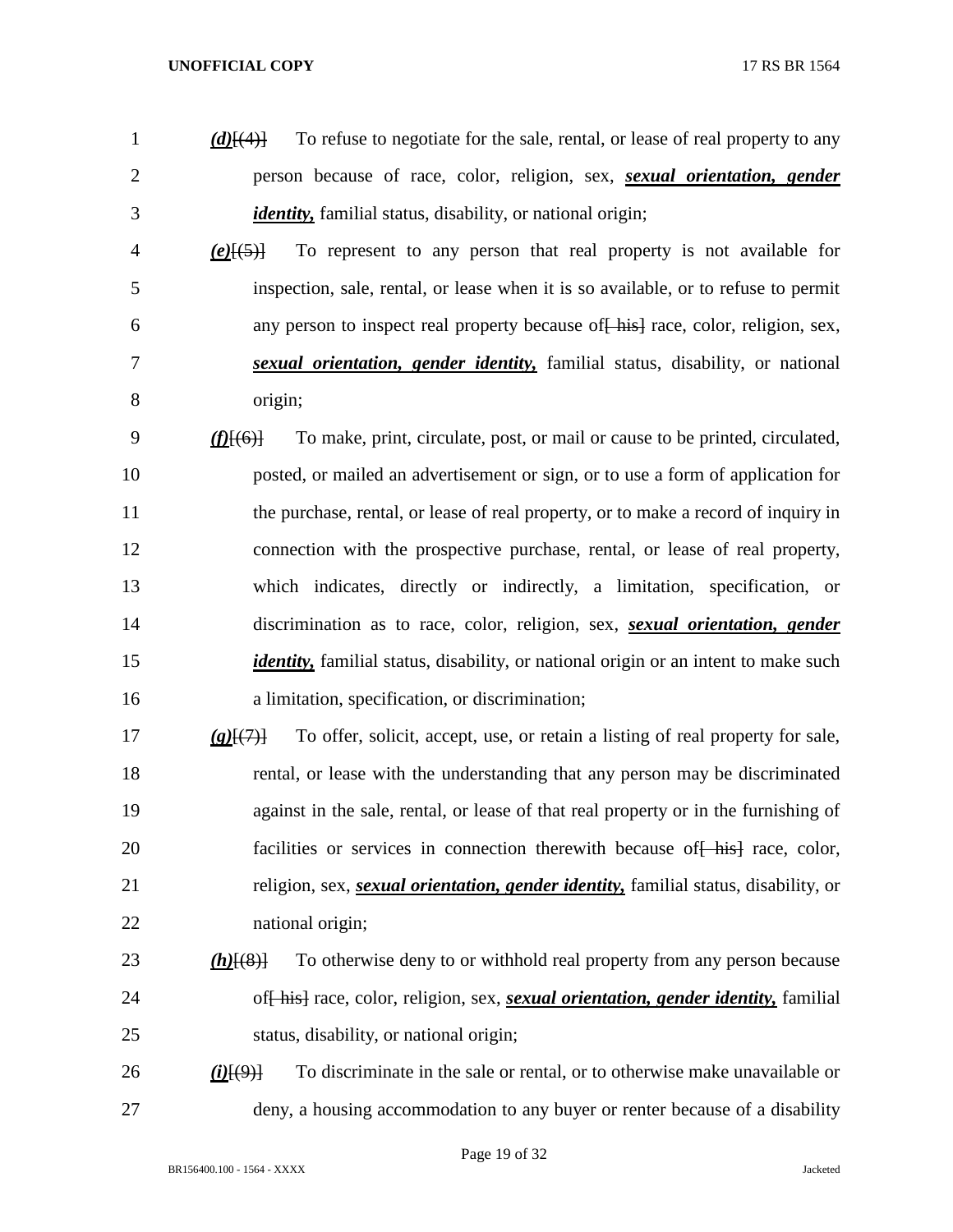(d)[(4)] To refuse to negotiate for the sale, rental, or lease of real property to any person because of race, color, religion, sex, ***sexual orientation, gender identity,*** familial status, disability, or national origin;

(e)[(5)] To represent to any person that real property is not available for inspection, sale, rental, or lease when it is so available, or to refuse to permit any person to inspect real property because of[ his] race, color, religion, sex, ***sexual orientation, gender identity,*** familial status, disability, or national origin;

(f)[(6)] To make, print, circulate, post, or mail or cause to be printed, circulated, posted, or mailed an advertisement or sign, or to use a form of application for the purchase, rental, or lease of real property, or to make a record of inquiry in connection with the prospective purchase, rental, or lease of real property, which indicates, directly or indirectly, a limitation, specification, or discrimination as to race, color, religion, sex, ***sexual orientation, gender identity,*** familial status, disability, or national origin or an intent to make such a limitation, specification, or discrimination;

(g)[(7)] To offer, solicit, accept, use, or retain a listing of real property for sale, rental, or lease with the understanding that any person may be discriminated against in the sale, rental, or lease of that real property or in the furnishing of facilities or services in connection therewith because of[ his] race, color, religion, sex, ***sexual orientation, gender identity,*** familial status, disability, or national origin;

(h)[(8)] To otherwise deny to or withhold real property from any person because of[ his] race, color, religion, sex, ***sexual orientation, gender identity,*** familial status, disability, or national origin;

(i)[(9)] To discriminate in the sale or rental, or to otherwise make unavailable or deny, a housing accommodation to any buyer or renter because of a disability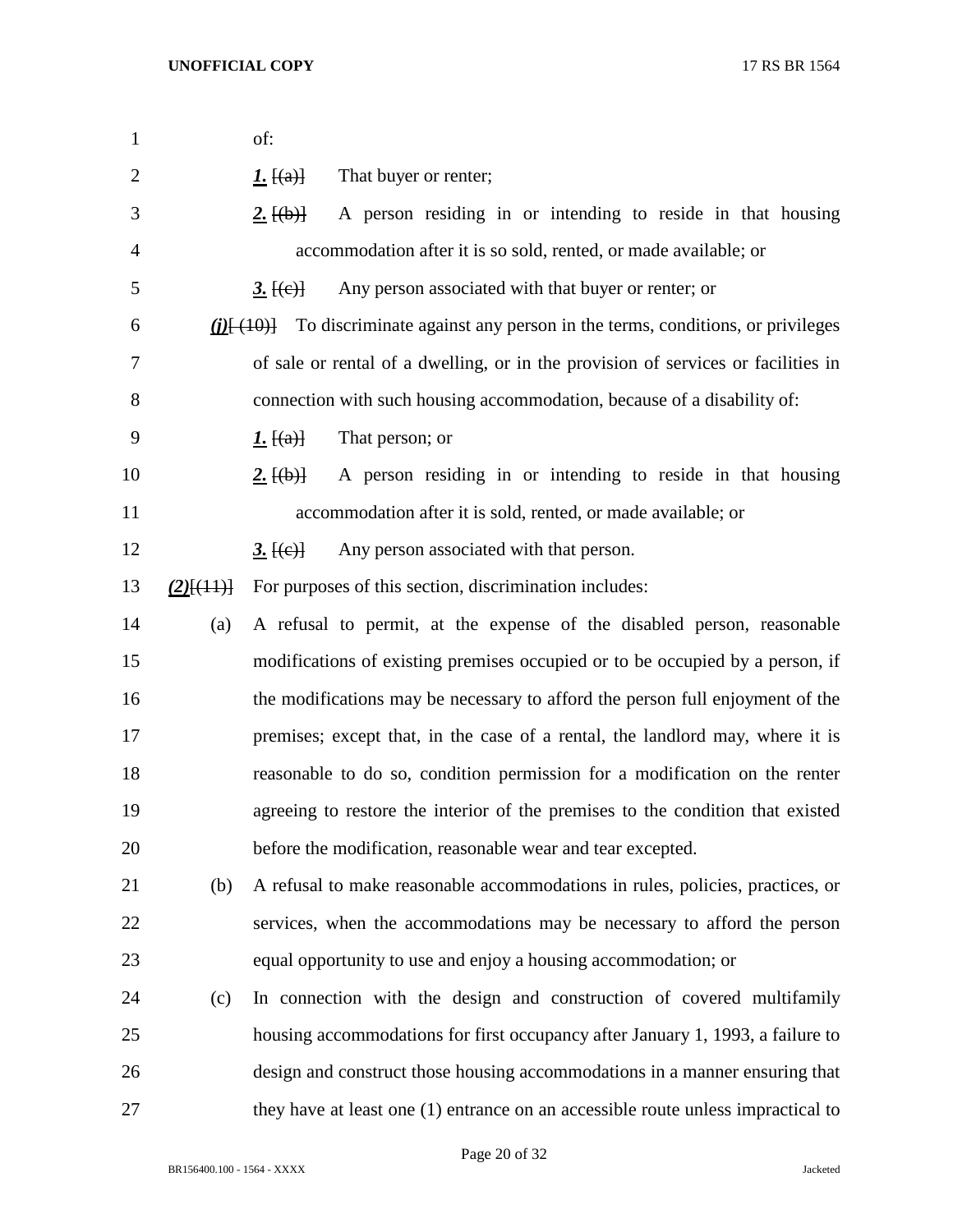of:

***1.*** [(a)] That buyer or renter;

***2.*** [(b)] A person residing in or intending to reside in that housing accommodation after it is so sold, rented, or made available; or

***3.*** [(c)] Any person associated with that buyer or renter; or

***(j)***[ (10)] To discriminate against any person in the terms, conditions, or privileges of sale or rental of a dwelling, or in the provision of services or facilities in connection with such housing accommodation, because of a disability of:

***1.*** [(a)] That person; or

***2.*** [(b)] A person residing in or intending to reside in that housing accommodation after it is sold, rented, or made available; or

***3.*** [(c)] Any person associated with that person.

***(2)***[(11)] For purposes of this section, discrimination includes:

(a) A refusal to permit, at the expense of the disabled person, reasonable modifications of existing premises occupied or to be occupied by a person, if the modifications may be necessary to afford the person full enjoyment of the premises; except that, in the case of a rental, the landlord may, where it is reasonable to do so, condition permission for a modification on the renter agreeing to restore the interior of the premises to the condition that existed before the modification, reasonable wear and tear excepted.

(b) A refusal to make reasonable accommodations in rules, policies, practices, or services, when the accommodations may be necessary to afford the person equal opportunity to use and enjoy a housing accommodation; or

(c) In connection with the design and construction of covered multifamily housing accommodations for first occupancy after January 1, 1993, a failure to design and construct those housing accommodations in a manner ensuring that they have at least one (1) entrance on an accessible route unless impractical to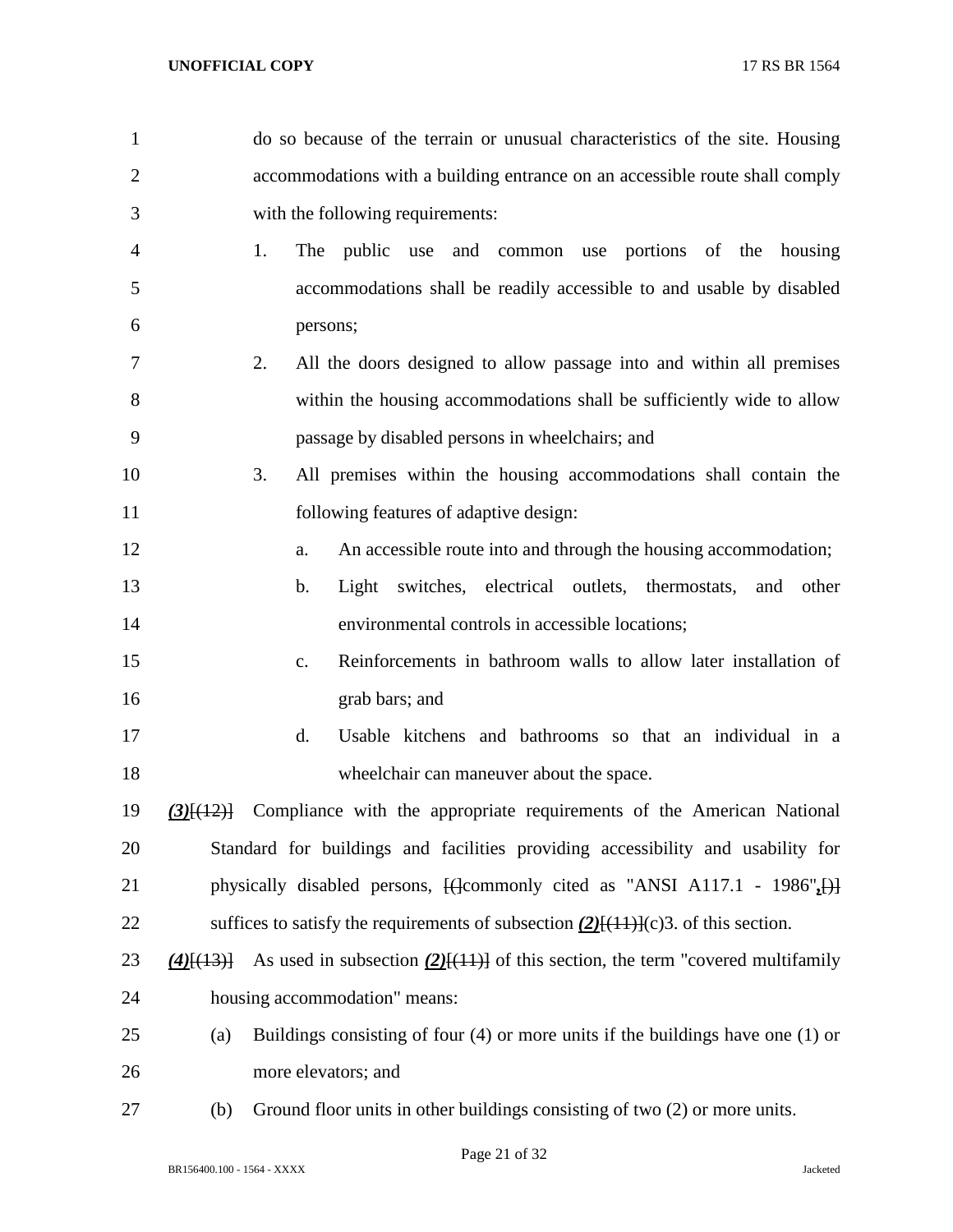do so because of the terrain or unusual characteristics of the site. Housing accommodations with a building entrance on an accessible route shall comply with the following requirements:

1. The public use and common use portions of the housing accommodations shall be readily accessible to and usable by disabled persons;
2. All the doors designed to allow passage into and within all premises within the housing accommodations shall be sufficiently wide to allow passage by disabled persons in wheelchairs; and
3. All premises within the housing accommodations shall contain the following features of adaptive design:
   a. An accessible route into and through the housing accommodation;
   b. Light switches, electrical outlets, thermostats, and other environmental controls in accessible locations;
   c. Reinforcements in bathroom walls to allow later installation of grab bars; and
   d. Usable kitchens and bathrooms so that an individual in a wheelchair can maneuver about the space.

***(3)***~~[(12)]~~ Compliance with the appropriate requirements of the American National Standard for buildings and facilities providing accessibility and usability for physically disabled persons, ~~[(]~~commonly cited as "ANSI A117.1 - 1986"***,***~~[)]~~ suffices to satisfy the requirements of subsection ***(2)***~~[(11)]~~(c)3. of this section.

***(4)***~~[(13)]~~ As used in subsection ***(2)***~~[(11)]~~ of this section, the term "covered multifamily housing accommodation" means:

(a) Buildings consisting of four (4) or more units if the buildings have one (1) or more elevators; and

(b) Ground floor units in other buildings consisting of two (2) or more units.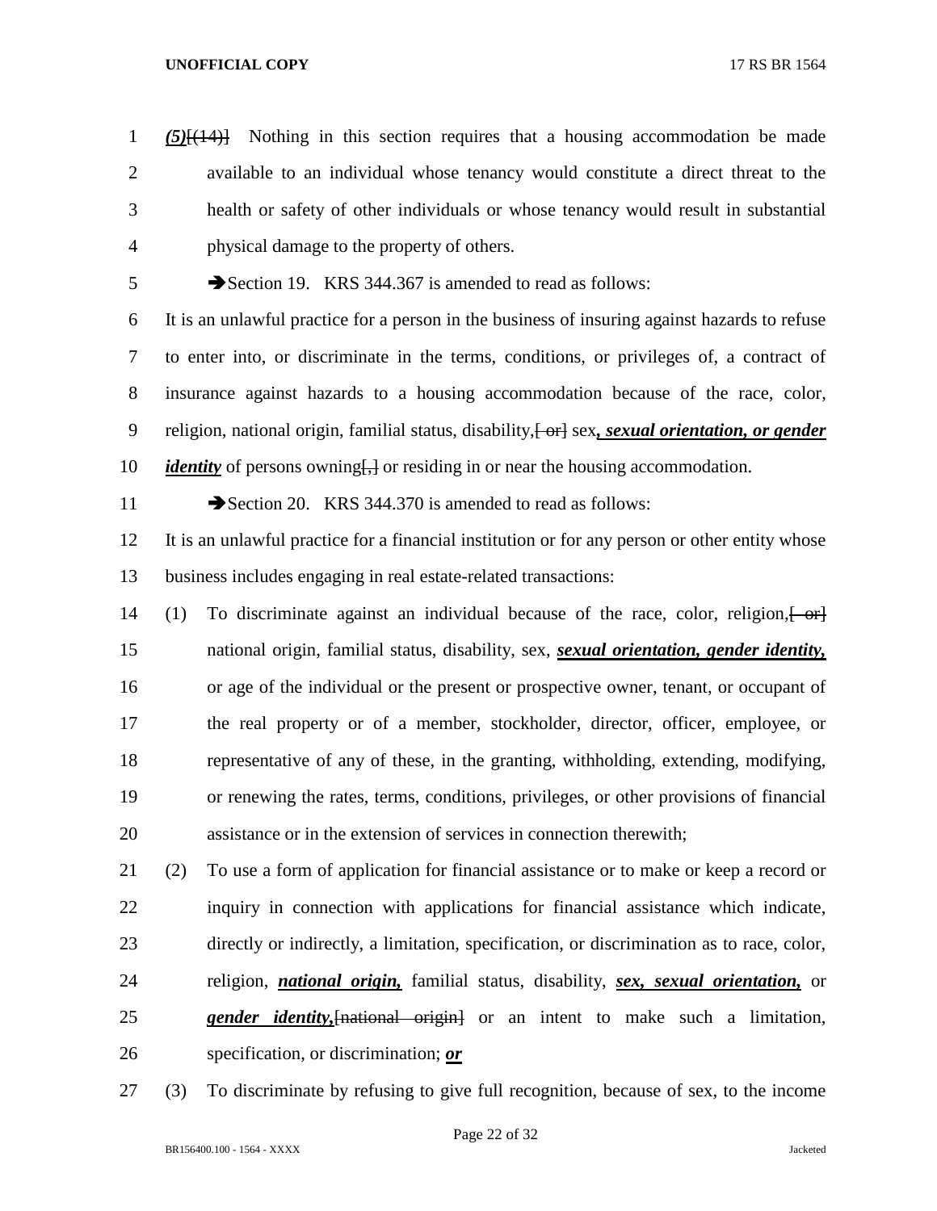***(5)***[(14)] Nothing in this section requires that a housing accommodation be made available to an individual whose tenancy would constitute a direct threat to the health or safety of other individuals or whose tenancy would result in substantial physical damage to the property of others.

➔Section 19. KRS 344.367 is amended to read as follows:

It is an unlawful practice for a person in the business of insuring against hazards to refuse to enter into, or discriminate in the terms, conditions, or privileges of, a contract of insurance against hazards to a housing accommodation because of the race, color, religion, national origin, familial status, disability,[ or] sex***, sexual orientation, or gender identity*** of persons owning[,] or residing in or near the housing accommodation.

➔Section 20. KRS 344.370 is amended to read as follows:

It is an unlawful practice for a financial institution or for any person or other entity whose business includes engaging in real estate-related transactions:

(1) To discriminate against an individual because of the race, color, religion,[ or] national origin, familial status, disability, sex, ***sexual orientation, gender identity,*** or age of the individual or the present or prospective owner, tenant, or occupant of the real property or of a member, stockholder, director, officer, employee, or representative of any of these, in the granting, withholding, extending, modifying, or renewing the rates, terms, conditions, privileges, or other provisions of financial assistance or in the extension of services in connection therewith;

(2) To use a form of application for financial assistance or to make or keep a record or inquiry in connection with applications for financial assistance which indicate, directly or indirectly, a limitation, specification, or discrimination as to race, color, religion, ***national origin,*** familial status, disability, ***sex, sexual orientation,*** or ***gender identity,***[national origin] or an intent to make such a limitation, specification, or discrimination; ***or***

(3) To discriminate by refusing to give full recognition, because of sex, to the income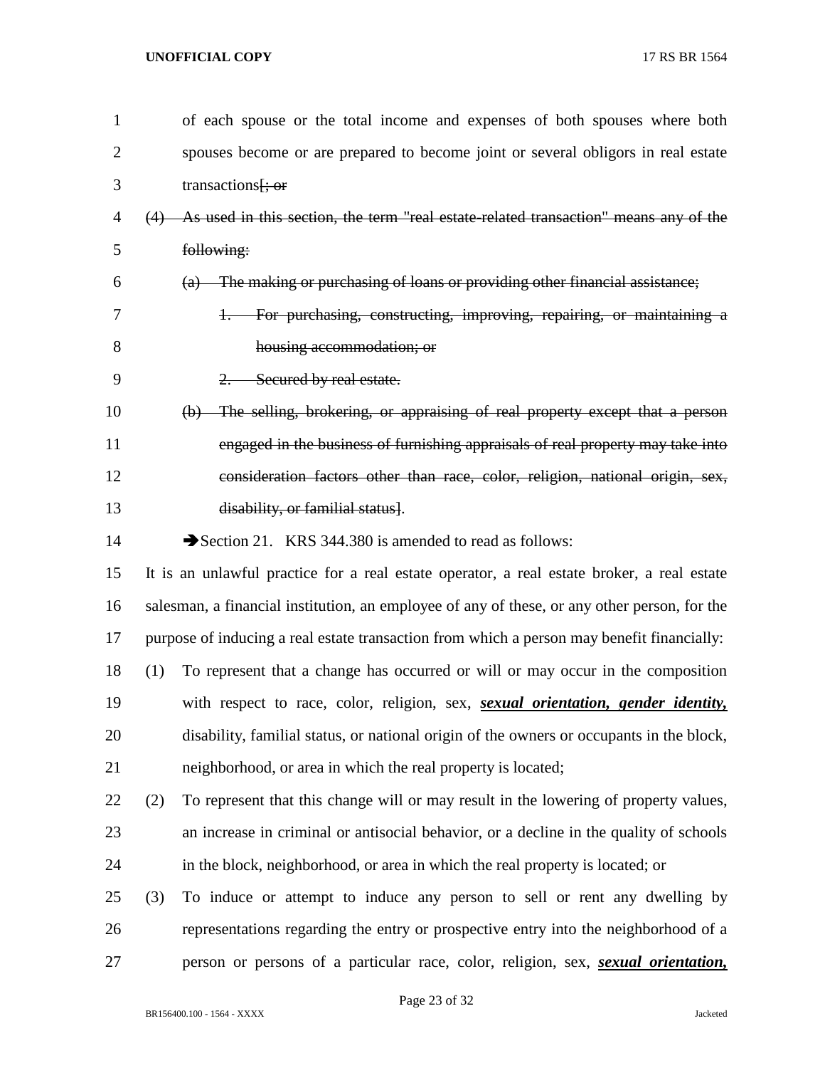of each spouse or the total income and expenses of both spouses where both spouses become or are prepared to become joint or several obligors in real estate transactions[; or

(4) As used in this section, the term "real estate-related transaction" means any of the following:

(a) The making or purchasing of loans or providing other financial assistance;

1. For purchasing, constructing, improving, repairing, or maintaining a housing accommodation; or

2. Secured by real estate.

(b) The selling, brokering, or appraising of real property except that a person engaged in the business of furnishing appraisals of real property may take into consideration factors other than race, color, religion, national origin, sex, disability, or familial status].

➔Section 21. KRS 344.380 is amended to read as follows:

It is an unlawful practice for a real estate operator, a real estate broker, a real estate salesman, a financial institution, an employee of any of these, or any other person, for the purpose of inducing a real estate transaction from which a person may benefit financially:

(1) To represent that a change has occurred or will or may occur in the composition with respect to race, color, religion, sex, ***sexual orientation, gender identity,*** disability, familial status, or national origin of the owners or occupants in the block, neighborhood, or area in which the real property is located;

(2) To represent that this change will or may result in the lowering of property values, an increase in criminal or antisocial behavior, or a decline in the quality of schools in the block, neighborhood, or area in which the real property is located; or

(3) To induce or attempt to induce any person to sell or rent any dwelling by representations regarding the entry or prospective entry into the neighborhood of a person or persons of a particular race, color, religion, sex, ***sexual orientation,***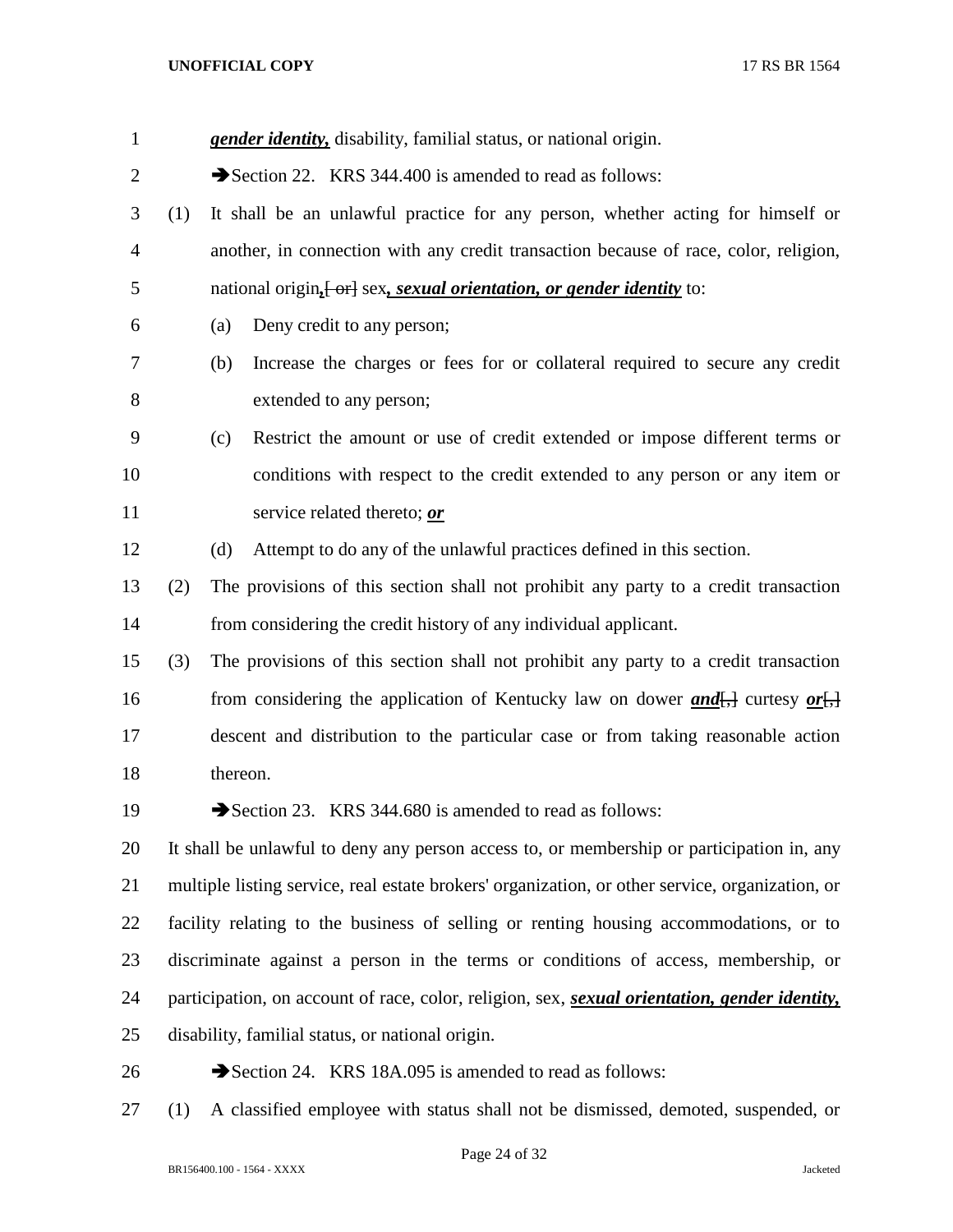***gender identity,*** disability, familial status, or national origin.

➔Section 22. KRS 344.400 is amended to read as follows:

(1) It shall be an unlawful practice for any person, whether acting for himself or another, in connection with any credit transaction because of race, color, religion, national origin***,***[ or] sex***, sexual orientation, or gender identity*** to:

(a) Deny credit to any person;

(b) Increase the charges or fees for or collateral required to secure any credit extended to any person;

(c) Restrict the amount or use of credit extended or impose different terms or conditions with respect to the credit extended to any person or any item or service related thereto; ***or***

(d) Attempt to do any of the unlawful practices defined in this section.

(2) The provisions of this section shall not prohibit any party to a credit transaction from considering the credit history of any individual applicant.

(3) The provisions of this section shall not prohibit any party to a credit transaction from considering the application of Kentucky law on dower ***and***[,] curtesy ***or***[,] descent and distribution to the particular case or from taking reasonable action thereon.

➔Section 23. KRS 344.680 is amended to read as follows:

It shall be unlawful to deny any person access to, or membership or participation in, any multiple listing service, real estate brokers' organization, or other service, organization, or facility relating to the business of selling or renting housing accommodations, or to discriminate against a person in the terms or conditions of access, membership, or participation, on account of race, color, religion, sex, ***sexual orientation, gender identity,*** disability, familial status, or national origin.

➔Section 24. KRS 18A.095 is amended to read as follows:

(1) A classified employee with status shall not be dismissed, demoted, suspended, or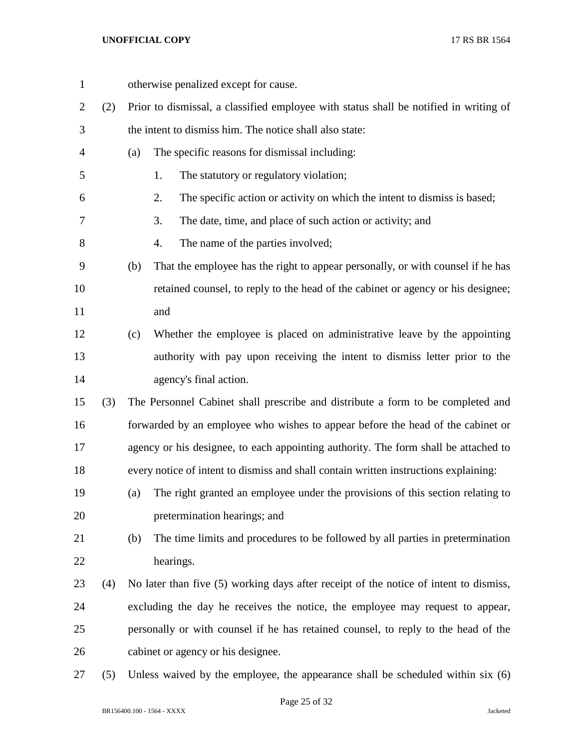otherwise penalized except for cause.

(2) Prior to dismissal, a classified employee with status shall be notified in writing of the intent to dismiss him. The notice shall also state:

(a) The specific reasons for dismissal including:

1. The statutory or regulatory violation;
2. The specific action or activity on which the intent to dismiss is based;
3. The date, time, and place of such action or activity; and
4. The name of the parties involved;

(b) That the employee has the right to appear personally, or with counsel if he has retained counsel, to reply to the head of the cabinet or agency or his designee; and

(c) Whether the employee is placed on administrative leave by the appointing authority with pay upon receiving the intent to dismiss letter prior to the agency's final action.

(3) The Personnel Cabinet shall prescribe and distribute a form to be completed and forwarded by an employee who wishes to appear before the head of the cabinet or agency or his designee, to each appointing authority. The form shall be attached to every notice of intent to dismiss and shall contain written instructions explaining:

(a) The right granted an employee under the provisions of this section relating to pretermination hearings; and

(b) The time limits and procedures to be followed by all parties in pretermination hearings.

(4) No later than five (5) working days after receipt of the notice of intent to dismiss, excluding the day he receives the notice, the employee may request to appear, personally or with counsel if he has retained counsel, to reply to the head of the cabinet or agency or his designee.

(5) Unless waived by the employee, the appearance shall be scheduled within six (6)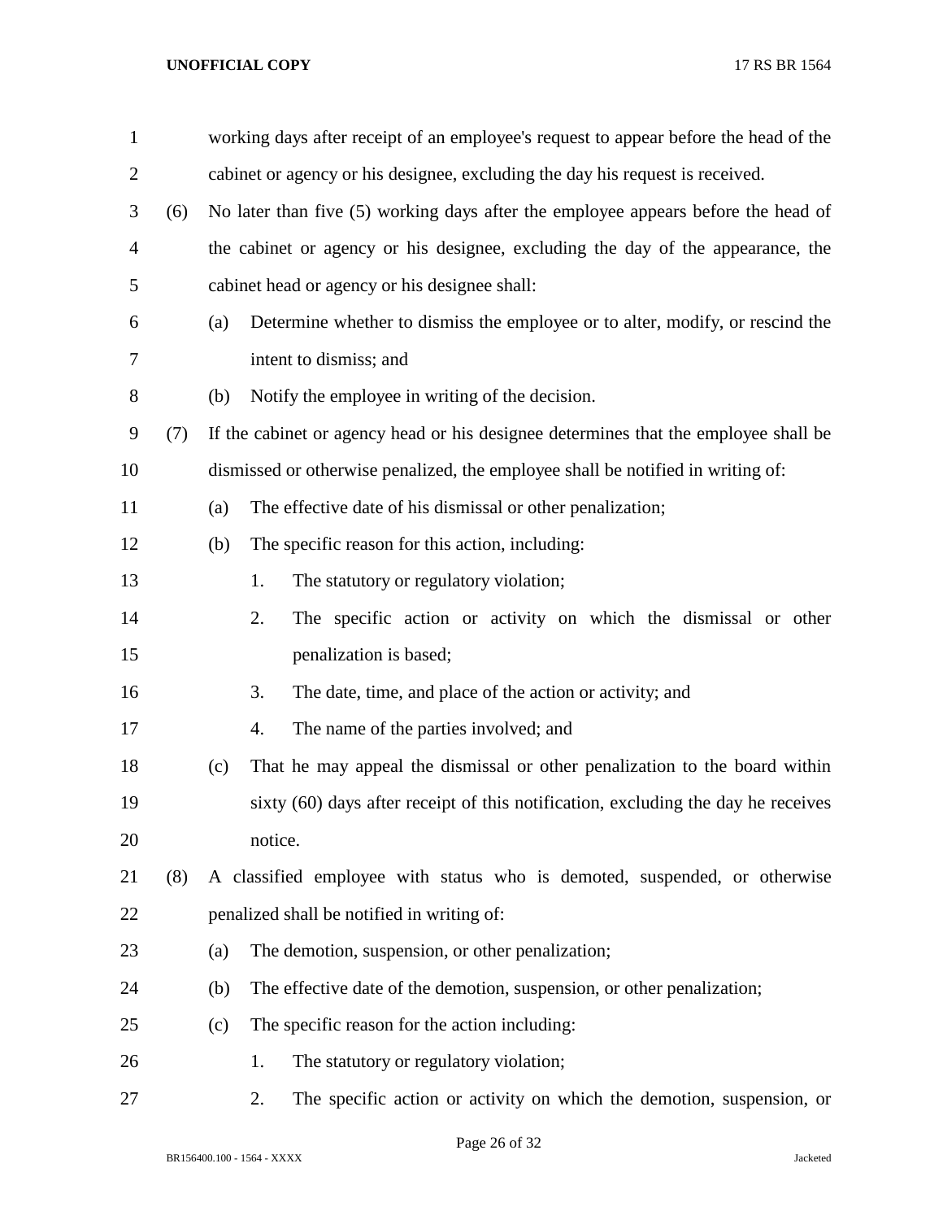working days after receipt of an employee's request to appear before the head of the cabinet or agency or his designee, excluding the day his request is received.

(6) No later than five (5) working days after the employee appears before the head of the cabinet or agency or his designee, excluding the day of the appearance, the cabinet head or agency or his designee shall:

(a) Determine whether to dismiss the employee or to alter, modify, or rescind the intent to dismiss; and

(b) Notify the employee in writing of the decision.

(7) If the cabinet or agency head or his designee determines that the employee shall be dismissed or otherwise penalized, the employee shall be notified in writing of:

(a) The effective date of his dismissal or other penalization;

(b) The specific reason for this action, including:

1. The statutory or regulatory violation;

2. The specific action or activity on which the dismissal or other penalization is based;

3. The date, time, and place of the action or activity; and

4. The name of the parties involved; and

(c) That he may appeal the dismissal or other penalization to the board within sixty (60) days after receipt of this notification, excluding the day he receives notice.

(8) A classified employee with status who is demoted, suspended, or otherwise penalized shall be notified in writing of:

(a) The demotion, suspension, or other penalization;

(b) The effective date of the demotion, suspension, or other penalization;

(c) The specific reason for the action including:

1. The statutory or regulatory violation;

2. The specific action or activity on which the demotion, suspension, or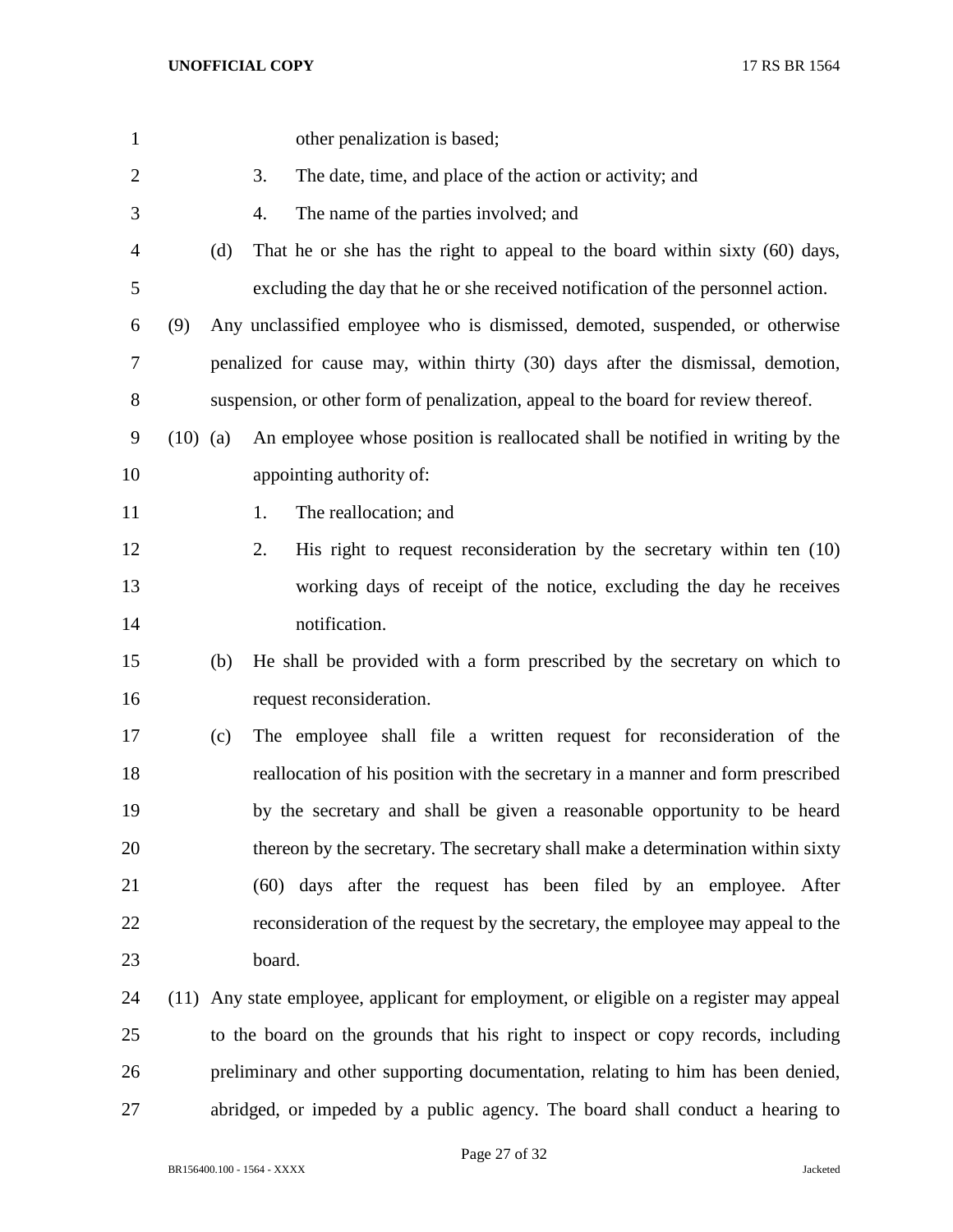other penalization is based;

3. The date, time, and place of the action or activity; and

4. The name of the parties involved; and

(d) That he or she has the right to appeal to the board within sixty (60) days, excluding the day that he or she received notification of the personnel action.

(9) Any unclassified employee who is dismissed, demoted, suspended, or otherwise penalized for cause may, within thirty (30) days after the dismissal, demotion, suspension, or other form of penalization, appeal to the board for review thereof.

(10) (a) An employee whose position is reallocated shall be notified in writing by the appointing authority of:

1. The reallocation; and

2. His right to request reconsideration by the secretary within ten (10) working days of receipt of the notice, excluding the day he receives notification.

(b) He shall be provided with a form prescribed by the secretary on which to request reconsideration.

(c) The employee shall file a written request for reconsideration of the reallocation of his position with the secretary in a manner and form prescribed by the secretary and shall be given a reasonable opportunity to be heard thereon by the secretary. The secretary shall make a determination within sixty (60) days after the request has been filed by an employee. After reconsideration of the request by the secretary, the employee may appeal to the board.

(11) Any state employee, applicant for employment, or eligible on a register may appeal to the board on the grounds that his right to inspect or copy records, including preliminary and other supporting documentation, relating to him has been denied, abridged, or impeded by a public agency. The board shall conduct a hearing to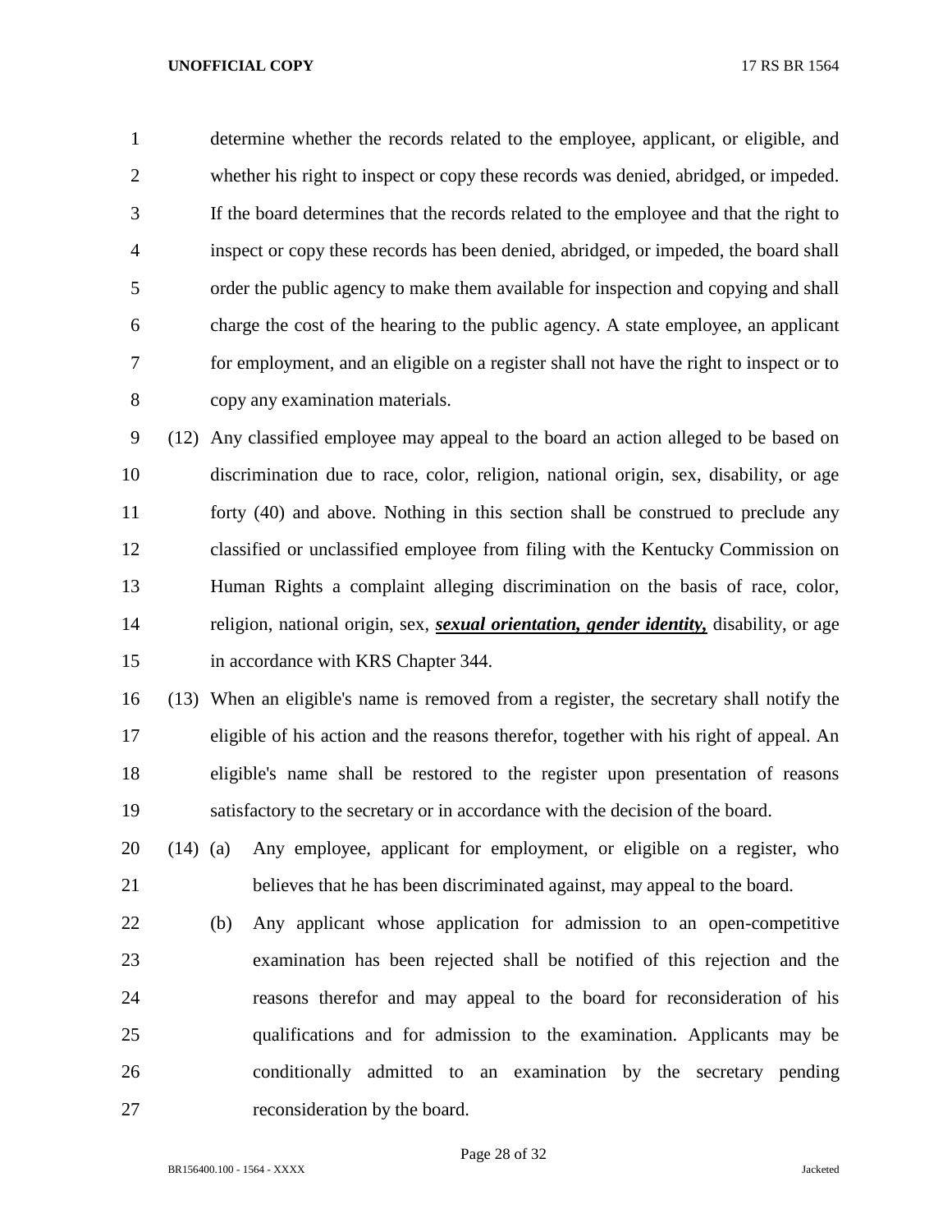determine whether the records related to the employee, applicant, or eligible, and whether his right to inspect or copy these records was denied, abridged, or impeded. If the board determines that the records related to the employee and that the right to inspect or copy these records has been denied, abridged, or impeded, the board shall order the public agency to make them available for inspection and copying and shall charge the cost of the hearing to the public agency. A state employee, an applicant for employment, and an eligible on a register shall not have the right to inspect or to copy any examination materials.

(12) Any classified employee may appeal to the board an action alleged to be based on discrimination due to race, color, religion, national origin, sex, disability, or age forty (40) and above. Nothing in this section shall be construed to preclude any classified or unclassified employee from filing with the Kentucky Commission on Human Rights a complaint alleging discrimination on the basis of race, color, religion, national origin, sex, ***sexual orientation, gender identity,*** disability, or age in accordance with KRS Chapter 344.

(13) When an eligible's name is removed from a register, the secretary shall notify the eligible of his action and the reasons therefor, together with his right of appeal. An eligible's name shall be restored to the register upon presentation of reasons satisfactory to the secretary or in accordance with the decision of the board.

(14) (a) Any employee, applicant for employment, or eligible on a register, who believes that he has been discriminated against, may appeal to the board.

(b) Any applicant whose application for admission to an open-competitive examination has been rejected shall be notified of this rejection and the reasons therefor and may appeal to the board for reconsideration of his qualifications and for admission to the examination. Applicants may be conditionally admitted to an examination by the secretary pending reconsideration by the board.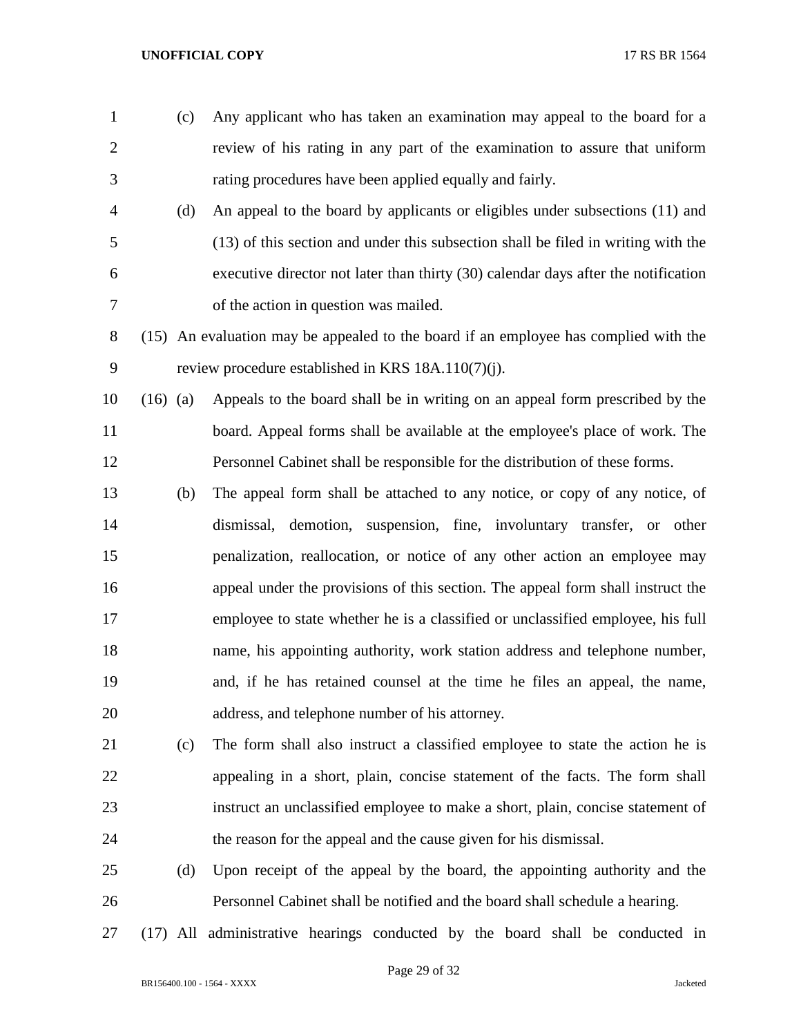(c) Any applicant who has taken an examination may appeal to the board for a review of his rating in any part of the examination to assure that uniform rating procedures have been applied equally and fairly.

(d) An appeal to the board by applicants or eligibles under subsections (11) and (13) of this section and under this subsection shall be filed in writing with the executive director not later than thirty (30) calendar days after the notification of the action in question was mailed.

(15) An evaluation may be appealed to the board if an employee has complied with the review procedure established in KRS 18A.110(7)(j).

(16) (a) Appeals to the board shall be in writing on an appeal form prescribed by the board. Appeal forms shall be available at the employee's place of work. The Personnel Cabinet shall be responsible for the distribution of these forms.

(b) The appeal form shall be attached to any notice, or copy of any notice, of dismissal, demotion, suspension, fine, involuntary transfer, or other penalization, reallocation, or notice of any other action an employee may appeal under the provisions of this section. The appeal form shall instruct the employee to state whether he is a classified or unclassified employee, his full name, his appointing authority, work station address and telephone number, and, if he has retained counsel at the time he files an appeal, the name, address, and telephone number of his attorney.

(c) The form shall also instruct a classified employee to state the action he is appealing in a short, plain, concise statement of the facts. The form shall instruct an unclassified employee to make a short, plain, concise statement of the reason for the appeal and the cause given for his dismissal.

(d) Upon receipt of the appeal by the board, the appointing authority and the Personnel Cabinet shall be notified and the board shall schedule a hearing.

(17) All administrative hearings conducted by the board shall be conducted in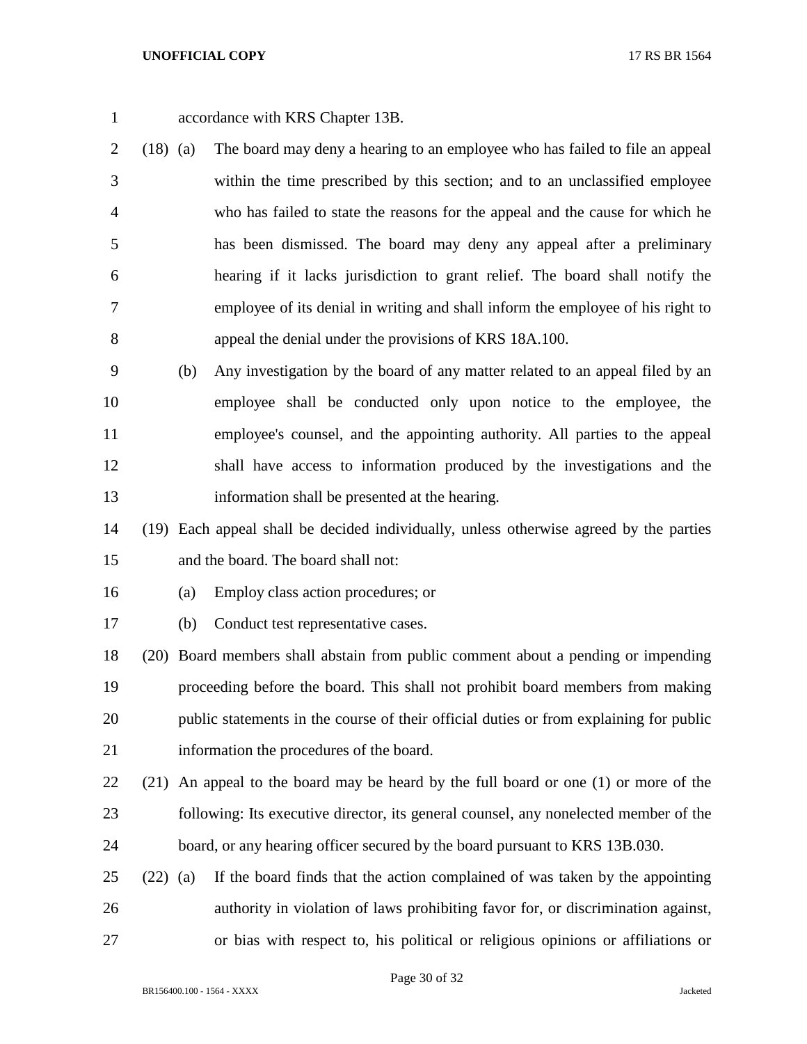accordance with KRS Chapter 13B.

(18) (a) The board may deny a hearing to an employee who has failed to file an appeal within the time prescribed by this section; and to an unclassified employee who has failed to state the reasons for the appeal and the cause for which he has been dismissed. The board may deny any appeal after a preliminary hearing if it lacks jurisdiction to grant relief. The board shall notify the employee of its denial in writing and shall inform the employee of his right to appeal the denial under the provisions of KRS 18A.100.

(b) Any investigation by the board of any matter related to an appeal filed by an employee shall be conducted only upon notice to the employee, the employee's counsel, and the appointing authority. All parties to the appeal shall have access to information produced by the investigations and the information shall be presented at the hearing.

(19) Each appeal shall be decided individually, unless otherwise agreed by the parties and the board. The board shall not:

(a) Employ class action procedures; or

(b) Conduct test representative cases.

(20) Board members shall abstain from public comment about a pending or impending proceeding before the board. This shall not prohibit board members from making public statements in the course of their official duties or from explaining for public information the procedures of the board.

(21) An appeal to the board may be heard by the full board or one (1) or more of the following: Its executive director, its general counsel, any nonelected member of the board, or any hearing officer secured by the board pursuant to KRS 13B.030.

(22) (a) If the board finds that the action complained of was taken by the appointing authority in violation of laws prohibiting favor for, or discrimination against, or bias with respect to, his political or religious opinions or affiliations or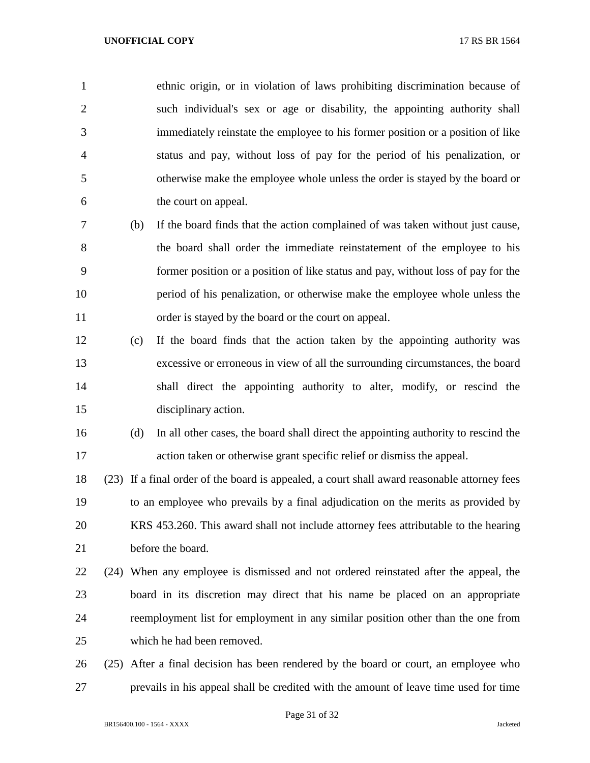ethnic origin, or in violation of laws prohibiting discrimination because of such individual's sex or age or disability, the appointing authority shall immediately reinstate the employee to his former position or a position of like status and pay, without loss of pay for the period of his penalization, or otherwise make the employee whole unless the order is stayed by the board or the court on appeal.

(b) If the board finds that the action complained of was taken without just cause, the board shall order the immediate reinstatement of the employee to his former position or a position of like status and pay, without loss of pay for the period of his penalization, or otherwise make the employee whole unless the order is stayed by the board or the court on appeal.

(c) If the board finds that the action taken by the appointing authority was excessive or erroneous in view of all the surrounding circumstances, the board shall direct the appointing authority to alter, modify, or rescind the disciplinary action.

(d) In all other cases, the board shall direct the appointing authority to rescind the action taken or otherwise grant specific relief or dismiss the appeal.

(23) If a final order of the board is appealed, a court shall award reasonable attorney fees to an employee who prevails by a final adjudication on the merits as provided by KRS 453.260. This award shall not include attorney fees attributable to the hearing before the board.

(24) When any employee is dismissed and not ordered reinstated after the appeal, the board in its discretion may direct that his name be placed on an appropriate reemployment list for employment in any similar position other than the one from which he had been removed.

(25) After a final decision has been rendered by the board or court, an employee who prevails in his appeal shall be credited with the amount of leave time used for time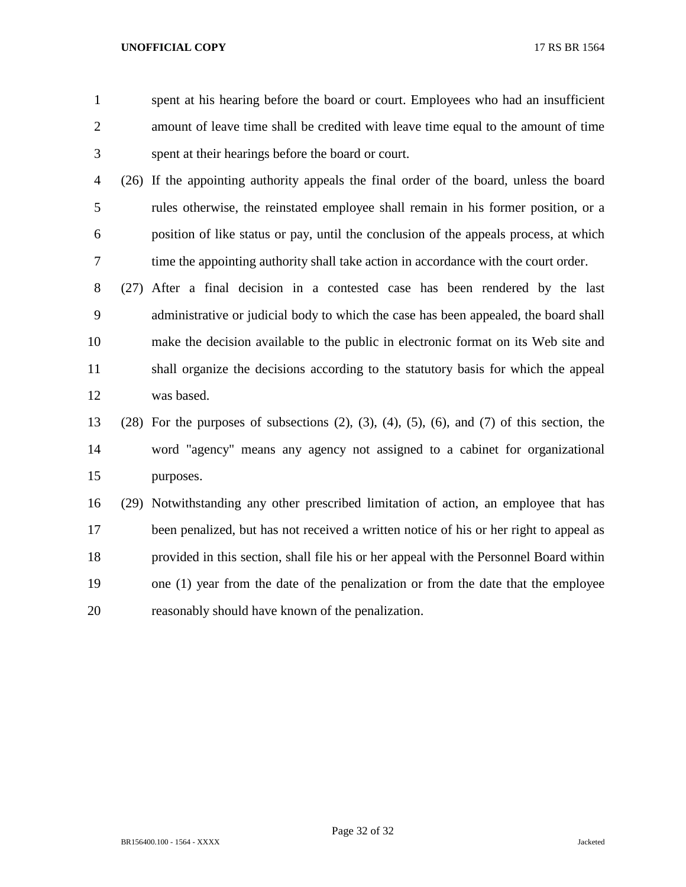spent at his hearing before the board or court. Employees who had an insufficient amount of leave time shall be credited with leave time equal to the amount of time spent at their hearings before the board or court.

(26) If the appointing authority appeals the final order of the board, unless the board rules otherwise, the reinstated employee shall remain in his former position, or a position of like status or pay, until the conclusion of the appeals process, at which time the appointing authority shall take action in accordance with the court order.

(27) After a final decision in a contested case has been rendered by the last administrative or judicial body to which the case has been appealed, the board shall make the decision available to the public in electronic format on its Web site and shall organize the decisions according to the statutory basis for which the appeal was based.

(28) For the purposes of subsections (2), (3), (4), (5), (6), and (7) of this section, the word "agency" means any agency not assigned to a cabinet for organizational purposes.

(29) Notwithstanding any other prescribed limitation of action, an employee that has been penalized, but has not received a written notice of his or her right to appeal as provided in this section, shall file his or her appeal with the Personnel Board within one (1) year from the date of the penalization or from the date that the employee reasonably should have known of the penalization.